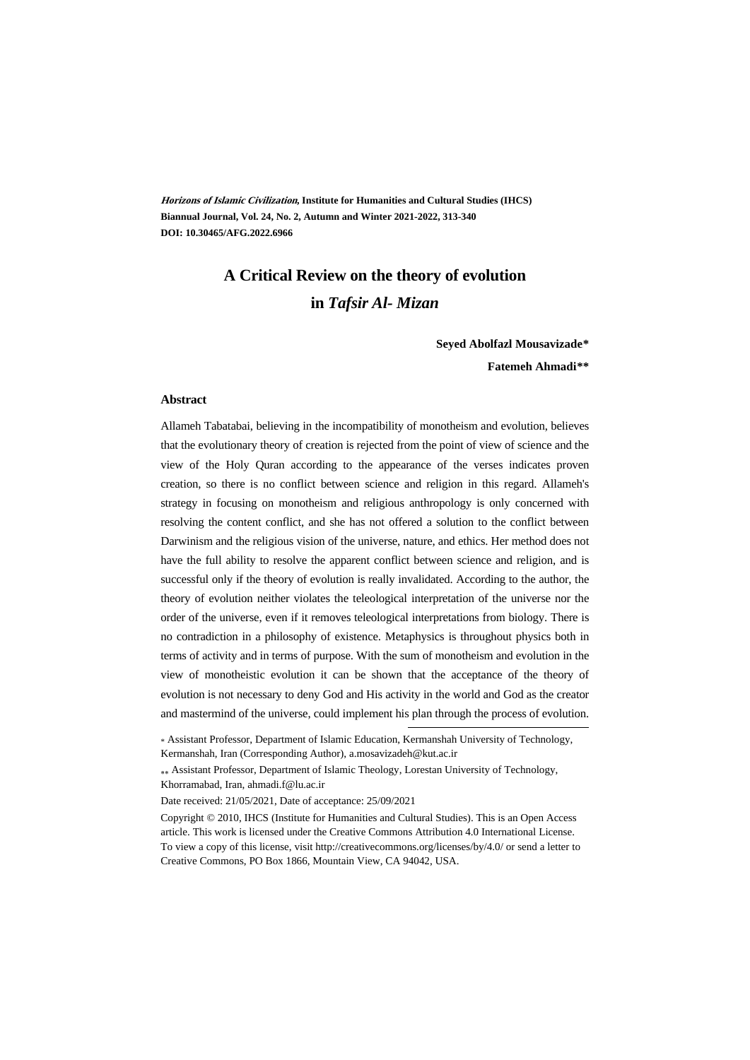*Horizons of Islamic Civilization*, **Institute for Humanities and Cultural Studies (IHCS)**
**Biannual Journal, Vol. 24, No. 2, Autumn and Winter 2021-2022, 313-340**
**DOI: 10.30465/AFG.2022.6966**

# A Critical Review on the theory of evolution in *Tafsir Al- Mizan*

**Seyed Abolfazl Mousavizade***

**Fatemeh Ahmadi****

### Abstract

Allameh Tabatabai, believing in the incompatibility of monotheism and evolution, believes that the evolutionary theory of creation is rejected from the point of view of science and the view of the Holy Quran according to the appearance of the verses indicates proven creation, so there is no conflict between science and religion in this regard. Allameh's strategy in focusing on monotheism and religious anthropology is only concerned with resolving the content conflict, and she has not offered a solution to the conflict between Darwinism and the religious vision of the universe, nature, and ethics. Her method does not have the full ability to resolve the apparent conflict between science and religion, and is successful only if the theory of evolution is really invalidated. According to the author, the theory of evolution neither violates the teleological interpretation of the universe nor the order of the universe, even if it removes teleological interpretations from biology. There is no contradiction in a philosophy of existence. Metaphysics is throughout physics both in terms of activity and in terms of purpose. With the sum of monotheism and evolution in the view of monotheistic evolution it can be shown that the acceptance of the theory of evolution is not necessary to deny God and His activity in the world and God as the creator and mastermind of the universe, could implement his plan through the process of evolution.

---

\* Assistant Professor, Department of Islamic Education, Kermanshah University of Technology, Kermanshah, Iran (Corresponding Author), a.mosavizadeh@kut.ac.ir

\*\* Assistant Professor, Department of Islamic Theology, Lorestan University of Technology, Khorramabad, Iran, ahmadi.f@lu.ac.ir

Date received: 21/05/2021, Date of acceptance: 25/09/2021

Copyright © 2010, IHCS (Institute for Humanities and Cultural Studies). This is an Open Access article. This work is licensed under the Creative Commons Attribution 4.0 International License. To view a copy of this license, visit http://creativecommons.org/licenses/by/4.0/ or send a letter to Creative Commons, PO Box 1866, Mountain View, CA 94042, USA.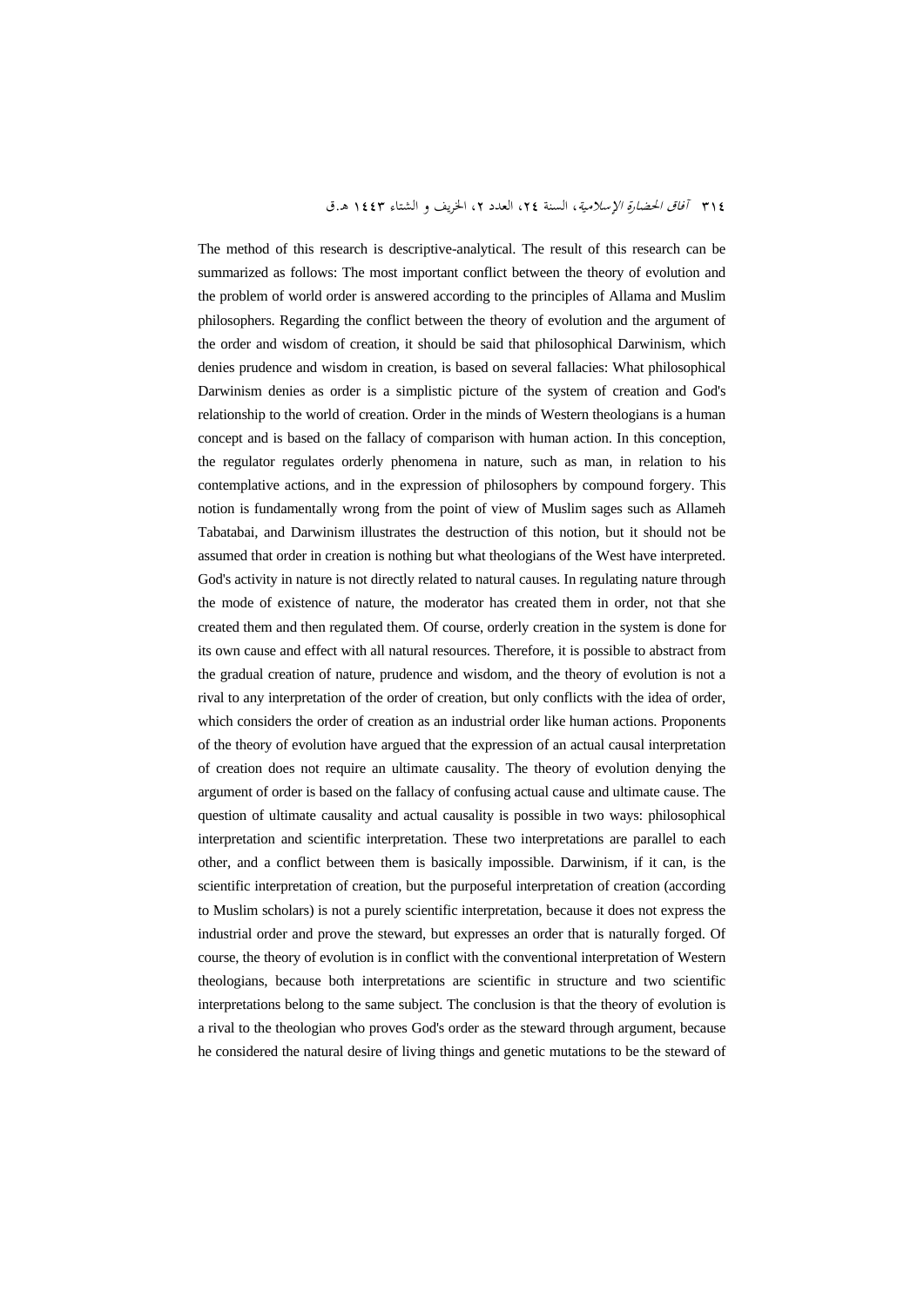The method of this research is descriptive-analytical. The result of this research can be summarized as follows: The most important conflict between the theory of evolution and the problem of world order is answered according to the principles of Allama and Muslim philosophers. Regarding the conflict between the theory of evolution and the argument of the order and wisdom of creation, it should be said that philosophical Darwinism, which denies prudence and wisdom in creation, is based on several fallacies: What philosophical Darwinism denies as order is a simplistic picture of the system of creation and God's relationship to the world of creation. Order in the minds of Western theologians is a human concept and is based on the fallacy of comparison with human action. In this conception, the regulator regulates orderly phenomena in nature, such as man, in relation to his contemplative actions, and in the expression of philosophers by compound forgery. This notion is fundamentally wrong from the point of view of Muslim sages such as Allameh Tabatabai, and Darwinism illustrates the destruction of this notion, but it should not be assumed that order in creation is nothing but what theologians of the West have interpreted. God's activity in nature is not directly related to natural causes. In regulating nature through the mode of existence of nature, the moderator has created them in order, not that she created them and then regulated them. Of course, orderly creation in the system is done for its own cause and effect with all natural resources. Therefore, it is possible to abstract from the gradual creation of nature, prudence and wisdom, and the theory of evolution is not a rival to any interpretation of the order of creation, but only conflicts with the idea of order, which considers the order of creation as an industrial order like human actions. Proponents of the theory of evolution have argued that the expression of an actual causal interpretation of creation does not require an ultimate causality. The theory of evolution denying the argument of order is based on the fallacy of confusing actual cause and ultimate cause. The question of ultimate causality and actual causality is possible in two ways: philosophical interpretation and scientific interpretation. These two interpretations are parallel to each other, and a conflict between them is basically impossible. Darwinism, if it can, is the scientific interpretation of creation, but the purposeful interpretation of creation (according to Muslim scholars) is not a purely scientific interpretation, because it does not express the industrial order and prove the steward, but expresses an order that is naturally forged. Of course, the theory of evolution is in conflict with the conventional interpretation of Western theologians, because both interpretations are scientific in structure and two scientific interpretations belong to the same subject. The conclusion is that the theory of evolution is a rival to the theologian who proves God's order as the steward through argument, because he considered the natural desire of living things and genetic mutations to be the steward of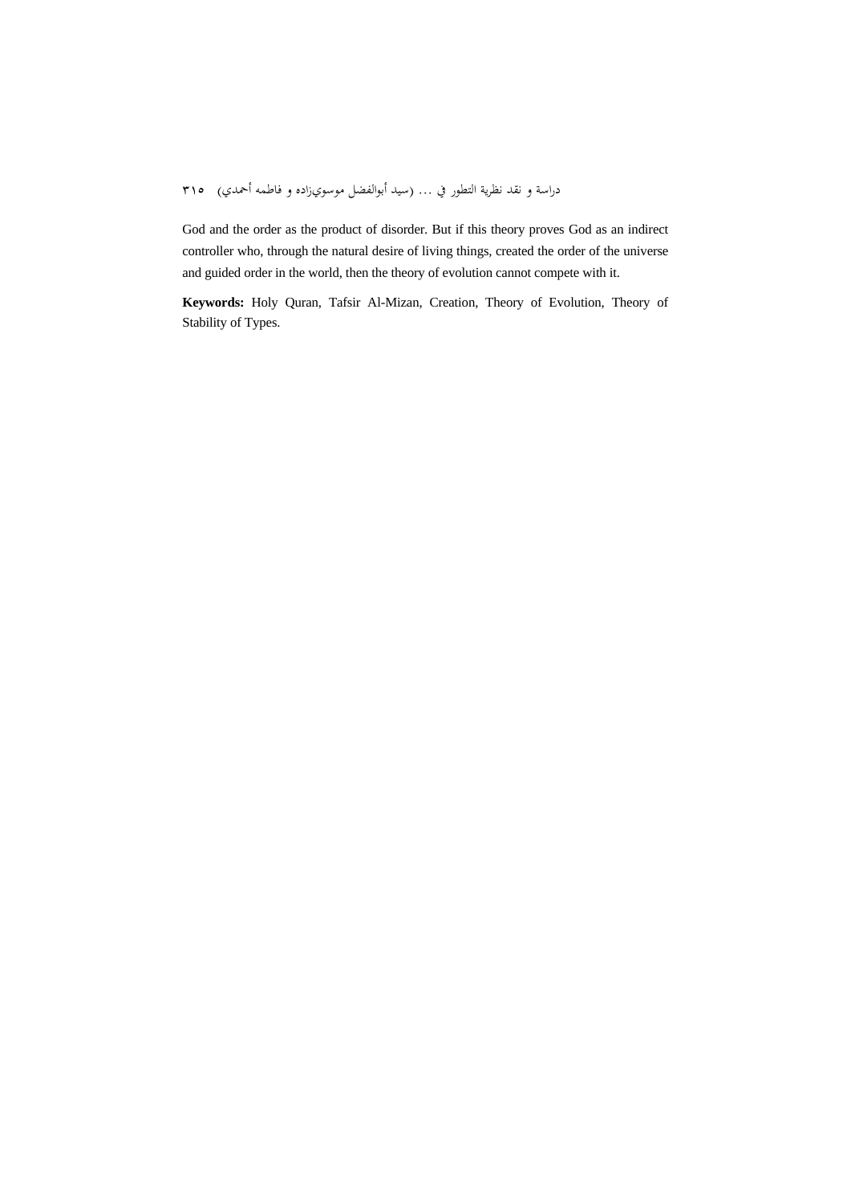God and the order as the product of disorder. But if this theory proves God as an indirect controller who, through the natural desire of living things, created the order of the universe and guided order in the world, then the theory of evolution cannot compete with it.

**Keywords:** Holy Quran, Tafsir Al-Mizan, Creation, Theory of Evolution, Theory of Stability of Types.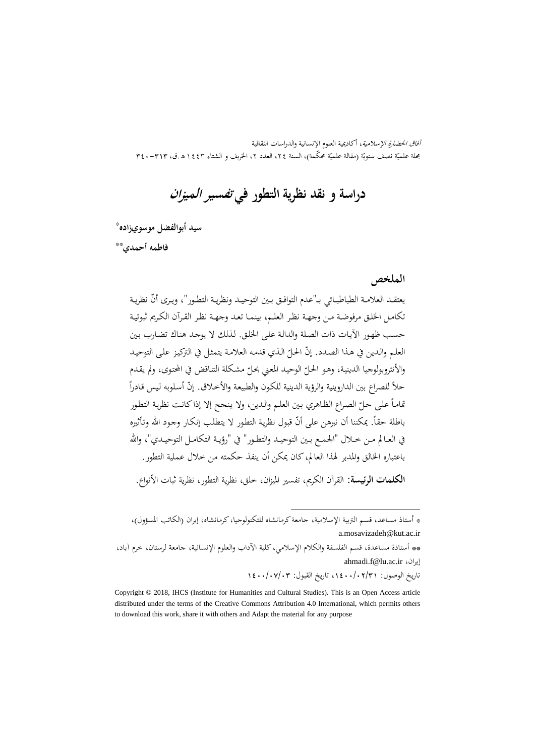# دراسة و نقد نظرية التطور في *تفسير الميزان*

**سيد أبوالفضل موسويزاده***

**فاطمه أحمدي****

## الملخص

يعتقد العلامة الطباطبائي بـ"عدم التوافق بين التوحيد ونظرية التطور"، ويرى أنّ نظرية تكامل الخلق مرفوضة من وجهة نظر العلم، بينما تعد وجهة نظر القرآن الكريم ثبوتية حسب ظهور الآيات ذات الصلة والدالة على الخلق. لذلك لا يوجد هناك تضارب بين العلم والدين في هذا الصدد. إنّ الحلّ الذي قدمه العلامة يتمثل في التركيز على التوحيد والأنثروبولوجيا الدينية، وهو الحلّ الوحيد المعني بحلّ مشكلة التناقض في المحتوى، ولم يقدم حلاً للصراع بين الداروينية والرؤية الدينية للكون والطبيعة والأخلاق. إنّ أسلوبه ليس قادراً تماماً على حلّ الصراع الظاهري بين العلم والدين، ولا ينجح إلا إذاكانت نظرية التطور باطلة حقاً. يمكننا أن نبرهن على أنّ قبول نظرية التطور لا يتطلب إنكار وجود الله وتأثيره في العالم من خلال "الجمع بين التوحيد والتطور" في "رؤية التكامل التوحيدي"، والله باعتباره الخالق والمدبر لهذا العالم، كان يمكن أن ينفذ حكمته من خلال عملية التطور.

**الكلمات الرئيسة:** القرآن الكريم، تفسير الميزان، خلق، نظرية التطور، نظرية ثبات الأنواع.

---

* أستاذ مساعد، قسم التربية الإسلامية، جامعة كرمانشاه للتكنولوجيا، كرمانشاه، إيران (الكاتب المسؤول)، a.mosavizadeh@kut.ac.ir

** أستاذة مساعدة، قسم الفلسفة والكلام الإسلامي، كلية الآداب والعلوم الإنسانية، جامعة لرستان، خرم آباد، إيران، ahmadi.f@lu.ac.ir

تاريخ الوصول: ١٤٠٠/٠٢/٣١، تاريخ القبول: ١٤٠٠/٠٧/٠٣

Copyright © 2018, IHCS (Institute for Humanities and Cultural Studies). This is an Open Access article distributed under the terms of the Creative Commons Attribution 4.0 International, which permits others to download this work, share it with others and Adapt the material for any purpose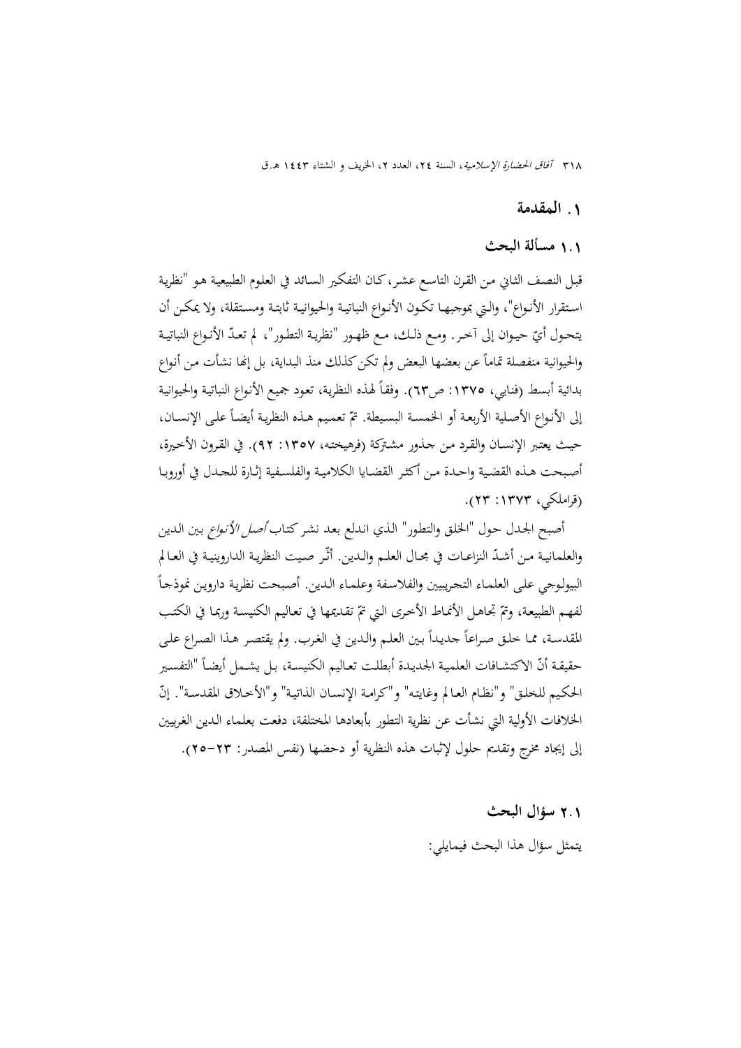## ١. المقدمة

### ١.١ مسألة البحث

قبل النصف الثاني من القرن التاسع عشر، كان التفكير السائد في العلوم الطبيعية هو "نظرية استقرار الأنواع"، والتي بموجبها تكون الأنواع النباتية والحيوانية ثابتة ومستقلة، ولا يمكن أن يتحول أيّ حيوان إلى آخر. ومع ذلك، مع ظهور "نظرية التطور"، لم تعدّ الأنواع النباتية والحيوانية منفصلة تماماً عن بعضها البعض ولم تكن كذلك منذ البداية، بل إنها نشأت من أنواع بدائية أبسط (فنايي، ١٣٧٥: ص٦٣). وفقاً لهذه النظرية، تعود جميع الأنواع النباتية والحيوانية إلى الأنواع الأصلية الأربعة أو الخمسة البسيطة. تمّ تعميم هذه النظرية أيضاً على الإنسان، حيث يعتبر الإنسان والقرد من جذور مشتركة (فرهيخته، ١٣٥٧: ٩٢). في القرون الأخيرة، أصبحت هذه القضية واحدة من أكثر القضايا الكلامية والفلسفية إثارة للجدل في أوروبا (قراملكي، ١٣٧٣: ٢٣).

أصبح الجدل حول "الخلق والتطور" الذي اندلع بعد نشر كتاب *أصل الأنواع* بين الدين والعلمانية من أشدّ النزاعات في مجال العلم والدين. أثّر صيت النظرية الداروينية في العالم البيولوجي على العلماء التجريبيين والفلاسفة وعلماء الدين. أصبحت نظرية داروين نموذجاً لفهم الطبيعة، وتمّ تجاهل الأنماط الأخرى التي تمّ تقديمها في تعاليم الكنيسة وربما في الكتب المقدسة، مما خلق صراعاً جديداً بين العلم والدين في الغرب. ولم يقتصر هذا الصراع على حقيقة أنّ الاكتشافات العلمية الجديدة أبطلت تعاليم الكنيسة، بل يشمل أيضاً "التفسير الحكيم للخلق" و"نظام العالم وغايته" و"كرامة الإنسان الذاتية" و"الأخلاق المقدسة". إنّ الخلافات الأولية التي نشأت عن نظرية التطور بأبعادها المختلفة، دفعت بعلماء الدين الغربيين إلى إيجاد مخرج وتقديم حلول لإثبات هذه النظرية أو دحضها (نفس المصدر: ٢٣-٢٥).

### ٢.١ سؤال البحث

يتمثل سؤال هذا البحث فيمايلي: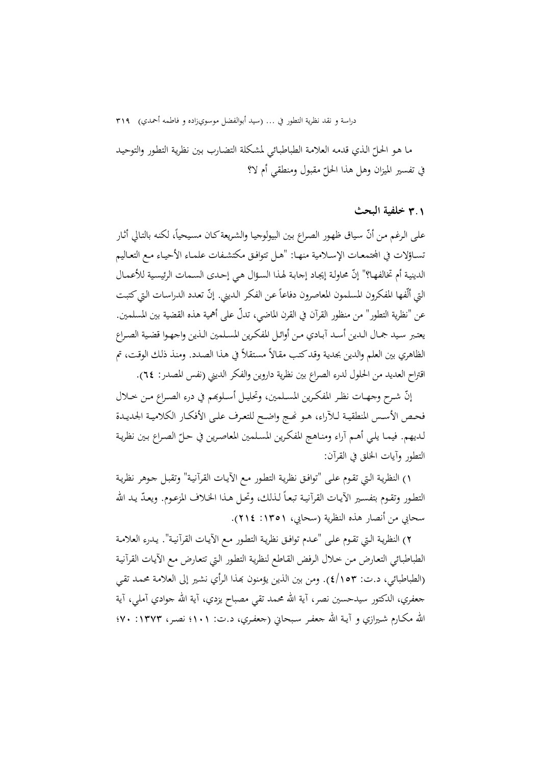ما هو الحلّ الذي قدمه العلامة الطباطبائي لمشكلة التضارب بين نظرية التطور والتوحيد في تفسير الميزان وهل هذا الحلّ مقبول ومنطقي أم لا؟

### ٣.١ خلفية البحث

على الرغم من أنّ سياق ظهور الصراع بين البيولوجيا والشريعة كان مسيحياً، لكنه بالتالي أثار تساؤلات في المجتمعات الإسلامية منها: "هل تتوافق مكتشفات علماء الأحياء مع التعاليم الدينية أم تخالفها؟" إنّ محاولة إيجاد إجابة لهذا السؤال هي إحدى السمات الرئيسية للأعمال التي ألّفها المفكرون المسلمون المعاصرون دفاعاً عن الفكر الديني. إنّ تعدد الدراسات التي كتبت عن "نظرية التطور" من منظور القرآن في القرن الماضي، تدلّ على أهمية هذه القضية بين المسلمين. يعتبر سيد جمال الدين أسد آبادي من أوائل المفكرين المسلمين الذين واجهوا قضية الصراع الظاهري بين العلم والدين بجدية وقد كتب مقالاً مستقلاً في هذا الصدد. ومنذ ذلك الوقت، تم اقتراح العديد من الحلول لدرء الصراع بين نظرية داروين والفكر الديني (نفس المصدر: ٦٤).

إنّ شرح وجهات نظر المفكرين المسلمين، وتحليل أسلوبهم في درء الصراع من خلال فحص الأسس المنطقية للآراء، هو نهج واضح للتعرف على الأفكار الكلامية الجديدة لديهم. فيما يلي أهم آراء ومناهج المفكرين المسلمين المعاصرين في حلّ الصراع بين نظرية التطور وآيات الخلق في القرآن:

١) النظرية التي تقوم على "توافق نظرية التطور مع الآيات القرآنية" وتقبل جوهر نظرية التطور وتقوم بتفسير الآيات القرآنية تبعاً لذلك، وتحل هذا الخلاف المزعوم. ويعدّ يد الله سحابي من أنصار هذه النظرية (سحابي، ١٣٥١: ٢١٤).

٢) النظرية التي تقوم على "عدم توافق نظرية التطور مع الآيات القرآنية". يدرء العلامة الطباطبائي التعارض من خلال الرفض القاطع لنظرية التطور التي تتعارض مع الآيات القرآنية (الطباطبائي، د.ت: ٤/١٥٣). ومن بين الذين يؤمنون بهذا الرأي نشير إلى العلامة محمد تقي جعفري، الدكتور سيدحسين نصر، آية الله محمد تقي مصباح يزدي، آية الله جوادي آملي، آية الله مكارم شيرازي و آية الله جعفر سبحاني (جعفري، د.ت: ١٠١؛ نصر، ١٣٧٣: ٧٠؛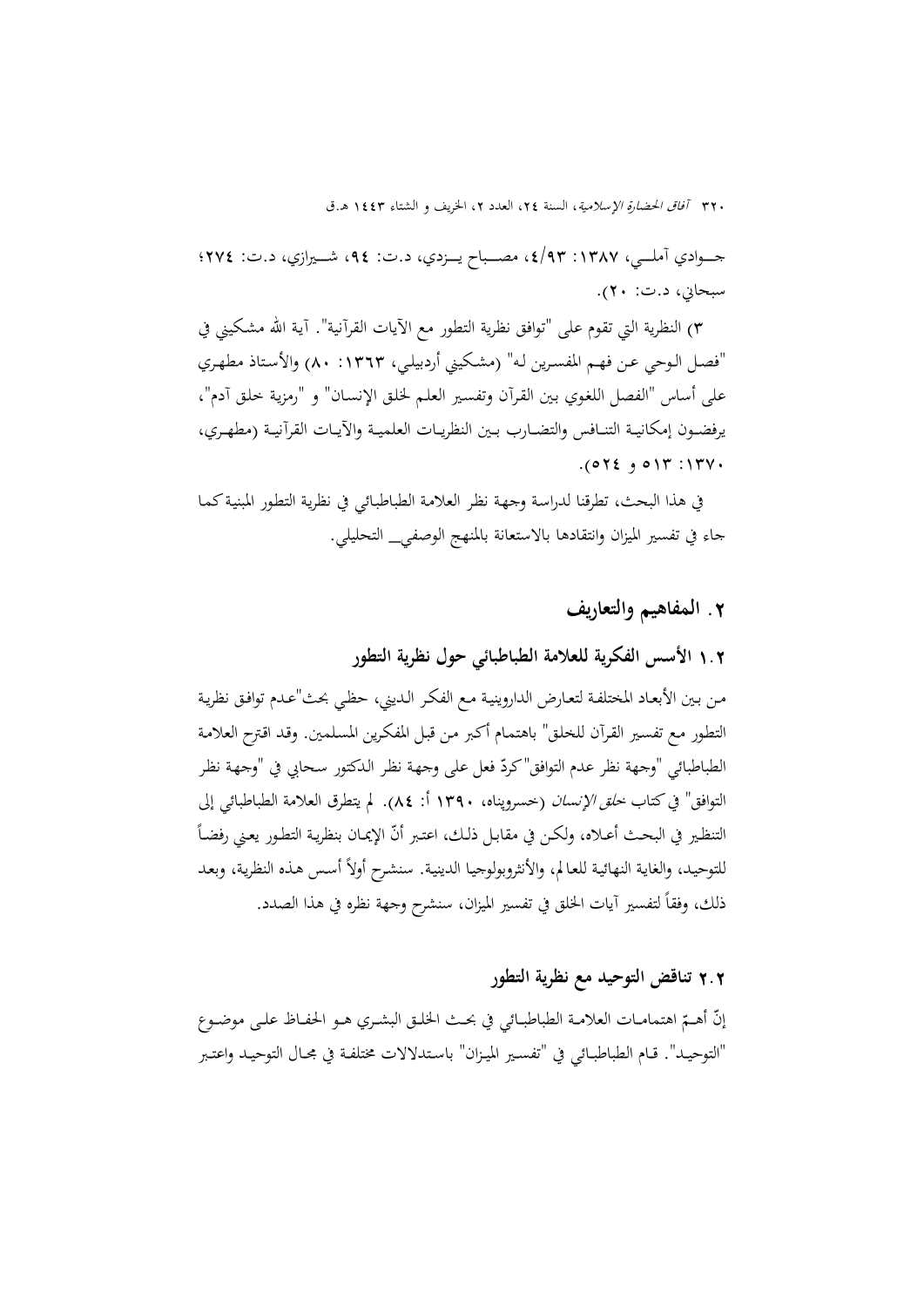جـوادي آملـي، ١٣٨٧: ٤/٩٣، مصـباح يـزدي، د.ت: ٩٤، شـيرازي، د.ت: ٢٧٤؛ سبحاني، د.ت: ٢٠).

٣) النظرية التي تقوم على "توافق نظرية التطور مع الآيات القرآنية". آية الله مشكيني في "فصل الوحي عن فهم المفسرين له" (مشكيني أردبيلي، ١٣٦٣: ٨٠) والأستاذ مطهري على أساس "الفصل اللغوي بين القرآن وتفسير العلم لخلق الإنسان" و "رمزية خلق آدم"، يرفضـون إمكانيـة التنـافس والتضـارب بـين النظريـات العلميـة والآيـات القرآنيـة (مطهـري، ١٣٧٠: ٥١٣ و ٥٢٤).

في هذا البحث، تطرقنا لدراسة وجهة نظر العلامة الطباطبائي في نظرية التطور المبنية كما جاء في تفسير الميزان وانتقادها بالاستعانة بالمنهج الوصفي_ التحليلي.

## ٢. المفاهيم والتعاريف

### ١.٢ الأسس الفكرية للعلامة الطباطبائي حول نظرية التطور

من بين الأبعاد المختلفة لتعارض الداروينية مع الفكر الديني، حظي بحث "عدم توافق نظرية التطور مع تفسير القرآن للخلق" باهتمام أكبر من قبل المفكرين المسلمين. وقد اقترح العلامة الطباطبائي "وجهة نظر عدم التوافق" كردّ فعل على وجهة نظر الدكتور سحابي في "وجهة نظر التوافق" في كتاب *خلق الإنسان* (خسروپناه، ١٣٩٠ أ: ٨٤). لم يتطرق العلامة الطباطبائي إلى التنظير في البحث أعلاه، ولكن في مقابل ذلك، اعتبر أنّ الإيمان بنظرية التطور يعني رفضاً للتوحيد، والغاية النهائية للعالم، والأنثروبولوجيا الدينية. سنشرح أولاً أسس هذه النظرية، وبعد ذلك، وفقاً لتفسير آيات الخلق في تفسير الميزان، سنشرح وجهة نظره في هذا الصدد.

### ٢.٢ تناقض التوحيد مع نظرية التطور

إنّ أهـمّ اهتمامـات العلامـة الطباطبـائي في بحـث الخلـق البشـري هـو الحفـاظ على موضـوع "التوحيـد". قـام الطباطبـائي في "تفسـير الميـزان" باسـتدلالات مختلفـة في مجـال التوحيـد واعتـبر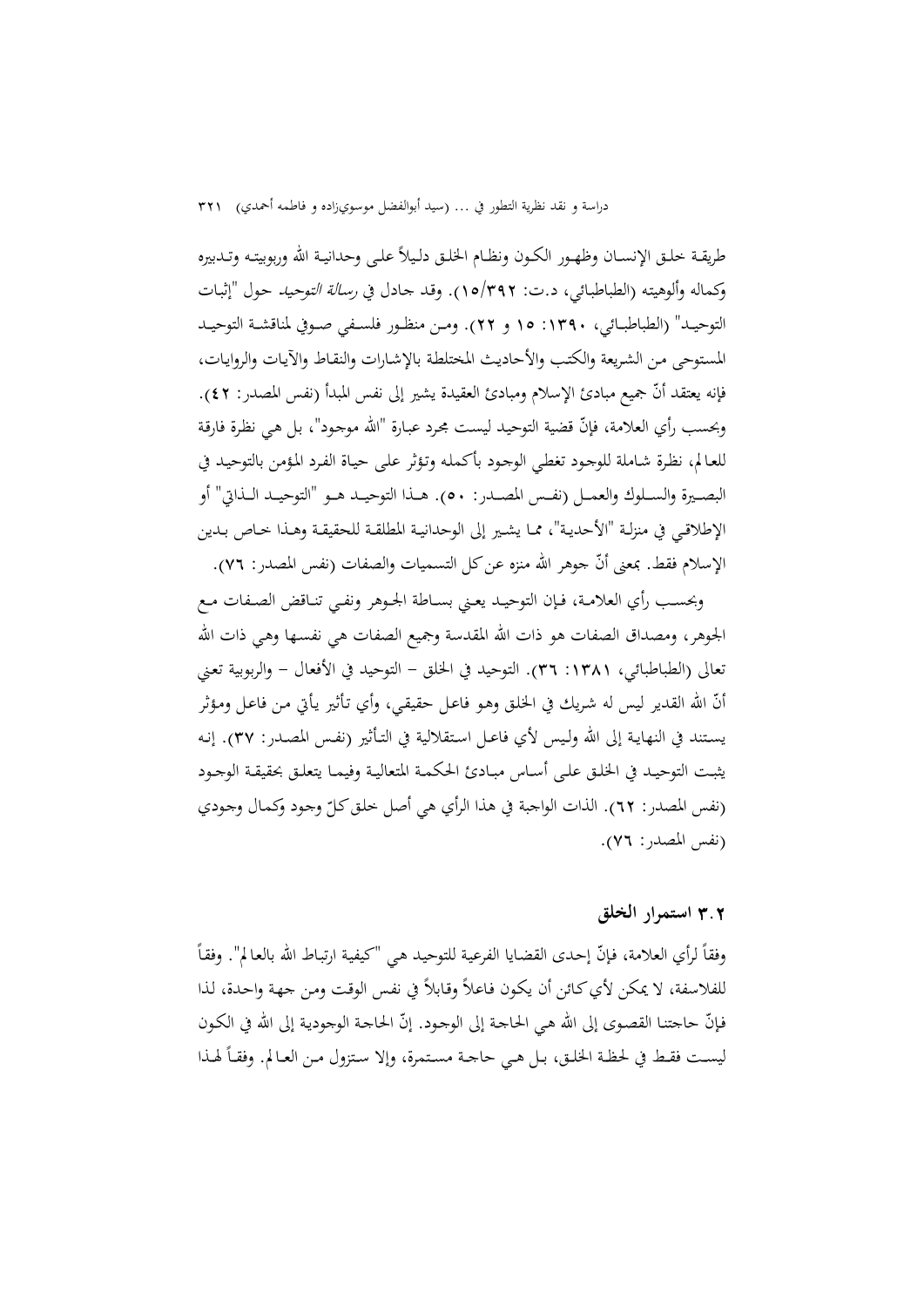طريقـة خلـق الإنسـان وظهـور الكـون ونظـام الخلـق دلـيلاً علـى وحدانيـة الله وربوبيتـه وتـدبيره وكماله وألوهيته (الطباطبائي، د.ت: ١٥/٣٩٢). وقد جادل في *رسالة التوحيد* حول "إثبات التوحيـد" (الطباطبـائي، ١٣٩٠: ١٥ و ٢٢). ومـن منظـور فلسـفي صـوفي لمناقشـة التوحيـد المستوحى من الشريعة والكتب والأحاديث المختلطة بالإشارات والنقاط والآيات والروايات، فإنه يعتقد أنّ جميع مبادئ الإسلام ومبادئ العقيدة يشير إلى نفس المبدأ (نفس المصدر: ٤٢). وبحسب رأي العلامة، فإنّ قضية التوحيد ليست مجرد عبارة "الله موجود"، بل هي نظرة فارقة للعالم، نظرة شاملة للوجود تغطي الوجود بأكمله وتؤثر على حياة الفرد المؤمن بالتوحيد في البصـيرة والسـلوك والعمـل (نفـس المصـدر: ٥٠). هـذا التوحيـد هـو "التوحيـد الـذاتي" أو الإطلاقي في منزلـة "الأحدية"، ممـا يشير إلى الوحدانيـة المطلقـة للحقيقـة وهـذا خـاص بـدين الإسلام فقط. بمعنى أنّ جوهر الله منزه عن كل التسميات والصفات (نفس المصدر: ٧٦).

وبحسـب رأي العلامـة، فـإن التوحيـد يعـني بسـاطة الجـوهر ونفـي تنـاقض الصـفات مـع الجوهر، ومصداق الصفات هو ذات الله المقدسة وجميع الصفات هي نفسها وهي ذات الله تعالى (الطباطبائي، ١٣٨١: ٣٦). التوحيد في الخلق – التوحيد في الأفعال – والربوبية تعني أنّ الله القدير ليس له شريك في الخلق وهو فاعل حقيقي، وأي تأثير يأتي من فاعل ومؤثر يستند في النهاية إلى الله وليس لأي فاعل استقلالية في التأثير (نفـس المصـدر: ٣٧). إنـه يثبت التوحيـد في الخلق علـى أسـاس مبـادئ الحكمـة المتعاليـة وفيمـا يتعلـق بحقيقـة الوجـود (نفس المصدر: ٦٢). الذات الواجبة في هذا الرأي هي أصل خلق كلّ وجود وكمال وجودي (نفس المصدر: ٧٦).

## ٣.٢ استمرار الخلق

وفقاً لرأي العلامة، فإنّ إحدى القضايا الفرعية للتوحيد هي "كيفية ارتباط الله بالعالم". وفقاً للفلاسفة، لا يمكن لأي كائن أن يكون فاعلاً وقابلاً في نفس الوقت ومن جهة واحدة، لذا فإنّ حاجتنا القصوى إلى الله هي الحاجة إلى الوجود. إنّ الحاجة الوجودية إلى الله في الكون ليسـت فقـط في لحظـة الخلـق، بـل هـي حاجـة مستمرة، وإلا ستزول مـن العـالم. وفقـاً لهـذا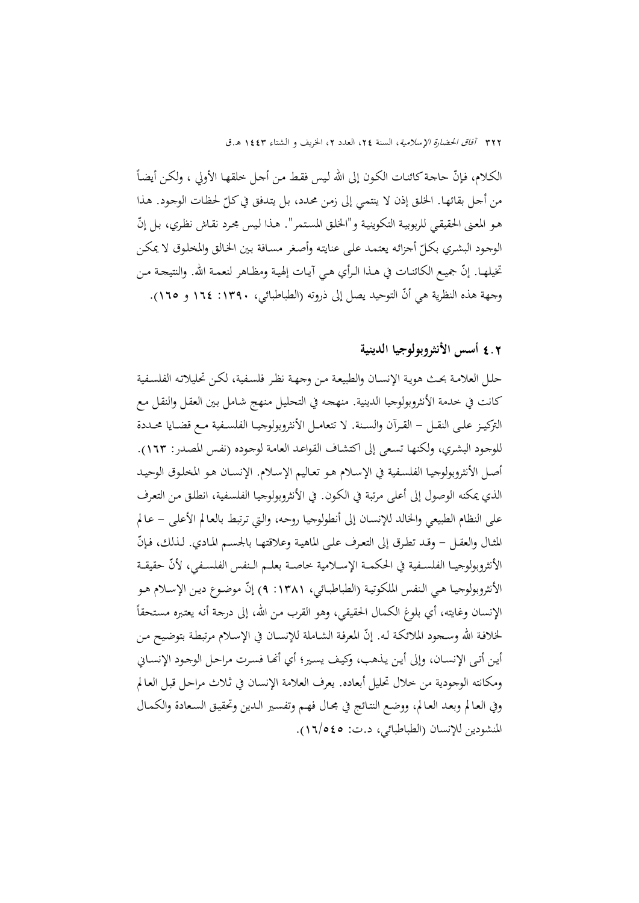الكلام، فإنّ حاجة كائنات الكون إلى الله ليس فقط من أجل خلقها الأولي ، ولكن أيضاً من أجل بقائها. الخلق إذن لا ينتمي إلى زمن محدد، بل يتدفق في كلّ لحظات الوجود. هذا هو المعنى الحقيقي للربوبية التكوينية و"الخلق المستمر". هذا ليس مجرد نقاش نظري، بل إنّ الوجود البشري بكلّ أجزائه يعتمد على عنايته وأصغر مسافة بين الخالق والمخلوق لا يمكن تخيلها. إنّ جميع الكائنات في هذا الرأي هي آيات إلهية ومظاهر لنعمة الله. والنتيجة من وجهة هذه النظرية هي أنّ التوحيد يصل إلى ذروته (الطباطبائي، ١٣٩٠: ١٦٤ و ١٦٥).

## ٤.٢ أسس الأنثروبولوجيا الدينية

حلل العلامة بحث هوية الإنسان والطبيعة من وجهة نظر فلسفية، لكن تحليلاته الفلسفية كانت في خدمة الأنثروبولوجيا الدينية. منهجه في التحليل منهج شامل بين العقل والنقل مع التركيز على النقل – القرآن والسنة. لا تتعامل الأنثروبولوجيا الفلسفية مع قضايا محددة للوجود البشري، ولكنها تسعى إلى اكتشاف القواعد العامة لوجوده (نفس المصدر: ١٦٣). أصل الأنثروبولوجيا الفلسفية في الإسلام هو تعاليم الإسلام. الإنسان هو المخلوق الوحيد الذي يمكنه الوصول إلى أعلى مرتبة في الكون. في الأنثروبولوجيا الفلسفية، انطلق من التعرف على النظام الطبيعي والخالد للإنسان إلى أنطولوجيا روحه، والتي ترتبط بالعالم الأعلى – عالم المثال والعقل – وقد تطرق إلى التعرف على الماهية وعلاقتها بالجسم المادي. لذلك، فإنّ الأنثروبولوجيا الفلسفية في الحكمة الإسلامية خاصة بعلم النفس الفلسفي، لأنّ حقيقة الأنثروبولوجيا هي النفس الملكوتية (الطباطبائي، ١٣٨١: ٩) إنّ موضوع دين الإسلام هو الإنسان وغايته، أي بلوغ الكمال الحقيقي، وهو القرب من الله، إلى درجة أنه يعتبره مستحقاً لخلافة الله وسجود الملائكة له. إنّ المعرفة الشاملة للإنسان في الإسلام مرتبطة بتوضيح من أين أتى الإنسان، وإلى أين يذهب، وكيف يسير؛ أي أنها فسرت مراحل الوجود الإنساني ومكانته الوجودية من خلال تحليل أبعاده. يعرف العلامة الإنسان في ثلاث مراحل قبل العالم وفي العالم وبعد العالم، ووضع النتائج في مجال فهم وتفسير الدين وتحقيق السعادة والكمال المنشودين للإنسان (الطباطبائي، د.ت: ١٦/٥٤٥).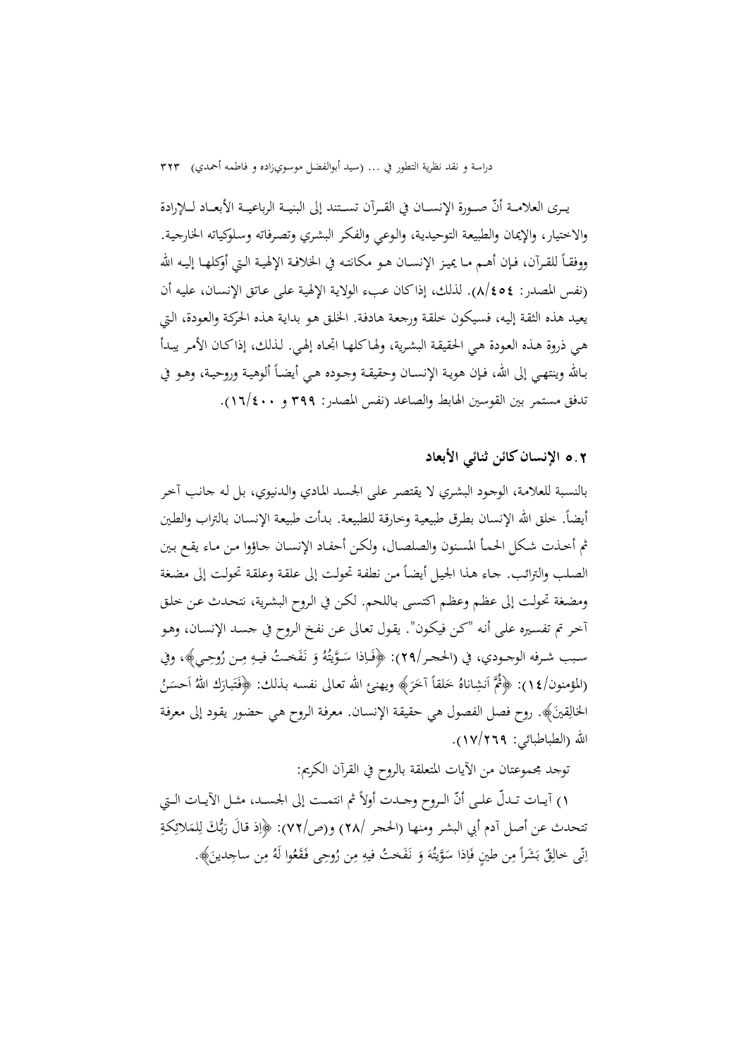يـرى العلامـة أنّ صـورة الإنسـان في القـرآن تسـتند إلى البنيـة الرباعيـة الأبعـاد لـلإرادة والاختيار، والإيمان والطبيعة التوحيدية، والوعي والفكر البشري وتصرفاته وسلوكياته الخارجية. ووفقاً للقرآن، فإن أهـم مـا يميز الإنسـان هـو مكانته في الخلافة الإلهية الـتي أوكلهـا إليـه الله (نفس المصدر: ٨/٤٥٤). لذلك، إذاكان عبء الولاية الإلهية على عاتق الإنسان، عليه أن يعيد هذه الثقة إليه، فسيكون خلقة ورجعة هادفة. الخلق هو بداية هذه الحركة والعودة، التي هي ذروة هذه العودة هي الحقيقة البشرية، ولهاكلها اتجاه إلهي. لذلك، إذاكان الأمر يبدأ بالله وينتهي إلى الله، فإن هوية الإنسان وحقيقة وجوده هي أيضاً ألوهية وروحية، وهو في تدفق مستمر بين القوسين الهابط والصاعد (نفس المصدر: ٣٩٩ و ١٦/٤٠٠).

## ٥.٢ الإنسان كائن ثنائي الأبعاد

بالنسبة للعلامة، الوجود البشري لا يقتصر على الجسد المادي والدنيوي، بل له جانب آخر أيضاً. خلق الله الإنسان بطرق طبيعية وخارقة للطبيعة. بدأت طبيعة الإنسان بالتراب والطين ثم أخذت شكل الحمأ المسنون والصلصال، ولكن أحفاد الإنسان جاؤوا من ماء يقع بين الصلب والترائب. جاء هذا الجيل أيضاً من نطفة تحولت إلى علقة وعلقة تحولت إلى مضغة ومضغة تحولت إلى عظم وعظم اكتسى باللحم. لكن في الروح البشرية، نتحدث عن خلق آخر تم تفسيره على أنه "كن فيكون". يقول تعالى عن نفخ الروح في جسد الإنسان، وهو سبب شرفه الوجودي، في (الحجر/٢٩): ﴿فَـإذا سَـوَّيتُهُ وَ نَفَخـتُ فيـهِ مِـن رُوحِـي﴾، وفي (المؤمنون/١٤): ﴿ثُمَّ اَنشِاناهُ خَلقاً آخَرَ﴾ ويهنئ الله تعالى نفسه بذلك: ﴿فَتَبارَكَ اللهُ اَحسَنُ الخالِقينَ﴾. روح فصل الفصول هي حقيقة الإنسان. معرفة الروح هي حضور يقود إلى معرفة الله (الطباطبائي: ١٧/٢٦٩).

توجد مجموعتان من الآيات المتعلقة بالروح في القرآن الكريم:

١) آيـات تـدلّ علـى أنّ الـروح وجـدت أولاً ثم انتمـت إلى الجسـد، مثـل الآيـات الـتي تتحدث عن أصل آدم أبي البشر ومنها (الحجر /٢٨) و(ص/٧٢): ﴿إذ قالَ رَبُّكَ لِلمَلائِكَةِ اِنّي خالِقٌ بَشَراً مِن طينٍ فَإذا سَوَّيتُهَ وَ نَفَختُ فيهِ مِن رُوحِي فَقَعُوا لَهُ مِن ساجِدينَ﴾.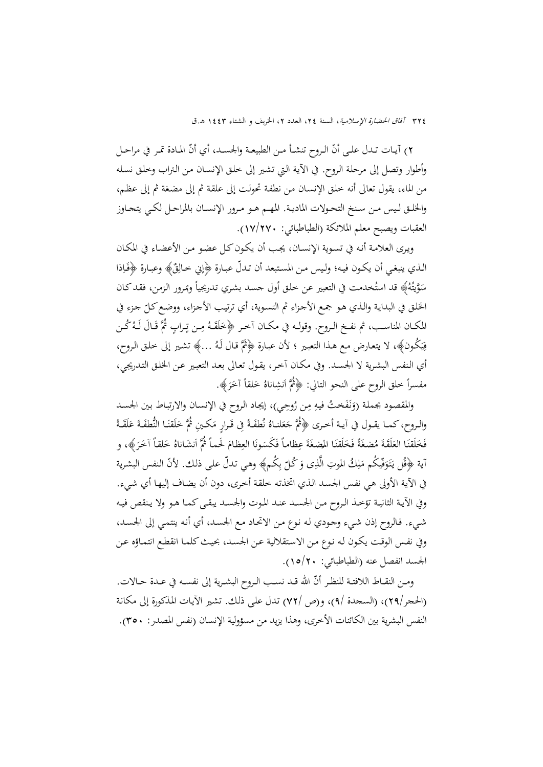٢) آيات تدل على أنّ الروح تنشأ من الطبيعة والجسد، أي أنّ المادة تمر في مراحل وأطوار وتصل إلى مرحلة الروح. في الآية التي تشير إلى خلق الإنسان من التراب وخلق نسله من الماء، يقول تعالى أنه خلق الإنسان من نطفة تحولت إلى علقة ثم إلى مضغة ثم إلى عظم، والخلق ليس من سنخ التحولات المادية. المهم هو مرور الإنسان بالمراحل لكي يتجاوز العقبات ويصبح معلم الملائكة (الطباطبائي: ١٧/٢٧٠).

ويرى العلامة أنه في تسوية الإنسان، يجب أن يكون كل عضو من الأعضاء في المكان الذي ينبغي أن يكون فيه؛ وليس من المستبعد أن تدلّ عبارة ﴿إِني خالِقٌ﴾ وعبارة ﴿فَإِذا سَوَّيتُهُ﴾ قد استُخدمت في التعبير عن خلق أول جسد بشري تدريجياً وبمرور الزمن، فقد كان الخلق في البداية والذي هو جمع الأجزاء ثم التسوية، أي ترتيب الأجزاء، ووضع كلّ جزء في المكان المناسب، ثم نفخ الروح. وقوله في مكان آخر ﴿خَلَقَهُ مِن تِرابٍ ثُمَّ قَالَ لَهُ كُن فَيَكُون﴾، لا يتعارض مع هذا التعبير ؛ لأن عبارة ﴿ثُمَّ قال لَهُ ...﴾ تشير إلى خلق الروح، أي النفس البشرية لا الجسد. وفي مكان آخر، يقول تعالى بعد التعبير عن الخلق التدريجي، مفسراً خلق الروح على النحو التالي: ﴿ثُمَّ أنشأناهُ خَلقاً آخَرَ﴾.

والمقصود بجملة (وَنَفَختُ فيهِ مِن رُوحِي)، إيجاد الروح في الإنسان والارتباط بين الجسد والروح، كما يقول في آية أخرى ﴿ثُمَّ جَعَلناهُ نُطفَةً فِي قَرارٍ مَكينٍ ثُمَّ خَلَقنَا النُّطفَةَ عَلَقَةً فَخَلَقنَا العَلَقَةَ مُضغَةً فَخَلَقنَا المضغَةَ عِظاماً فَكَسَونَا العِظامَ لَحماً ثُمَّ أنشَأناهُ خَلقاً آخَرَ﴾، و آية ﴿قُل يَتَوَفّيكُم مَلِكُ الموتِ الَّذِى وَكُلّ بِكُم﴾ وهي تدلّ على ذلك. لأنّ النفس البشرية في الآية الأولى هي نفس الجسد الذي اتخذته خلقة أخرى، دون أن يضاف إليها أي شيء. وفي الآية الثانية تؤخذ الروح من الجسد عند الموت والجسد يبقى كما هو ولا ينقص فيه شيء. فالروح إذن شيء وجودي له نوع من الاتحاد مع الجسد، أي أنه ينتمي إلى الجسد، وفي نفس الوقت يكون له نوع من الاستقلالية عن الجسد، بحيث كلما انقطع انتماؤه عن الجسد انفصل عنه (الطباطبائي: ١٥/٢٠).

ومن النقاط اللافتة للنظر أنّ الله قد نسب الروح البشرية إلى نفسه في عدة حالات. (الحجر/٢٩)، (السجدة /٩)، و(ص /٧٢) تدل على ذلك. تشير الآيات المذكورة إلى مكانة النفس البشرية بين الكائنات الأخرى، وهذا يزيد من مسؤولية الإنسان (نفس المصدر: ٣٥٠).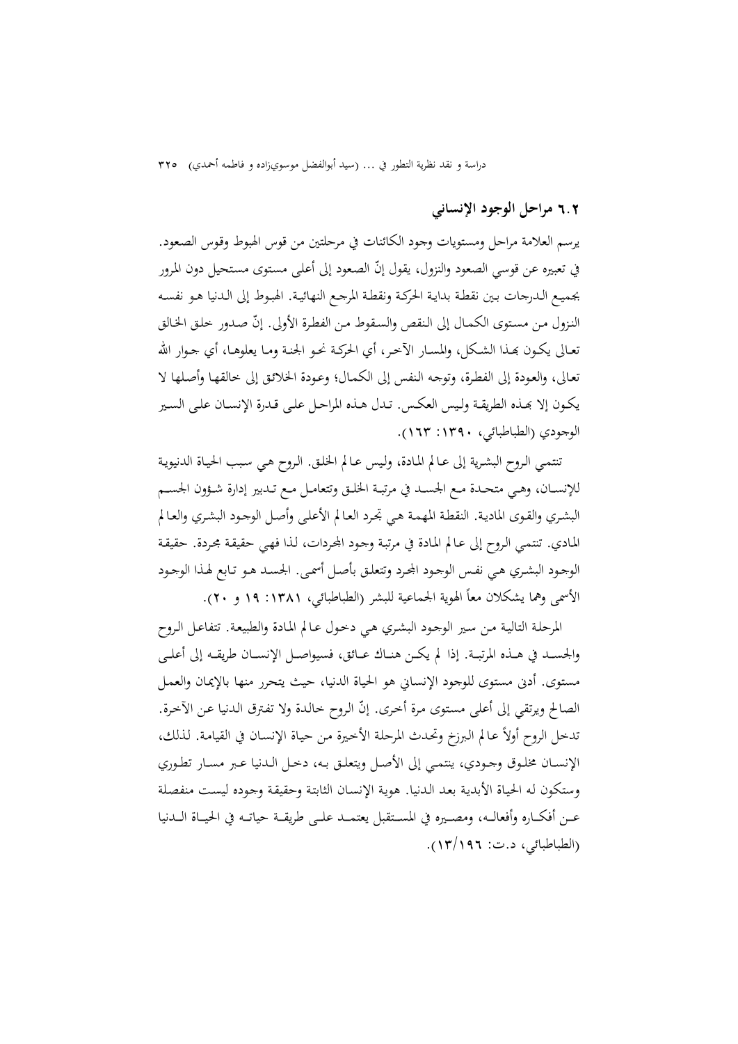## ٦.٢ مراحل الوجود الإنساني

يرسم العلامة مراحل ومستويات وجود الكائنات في مرحلتين من قوس الهبوط وقوس الصعود. في تعبيره عن قوسي الصعود والنزول، يقول إنّ الصعود إلى أعلى مستوى مستحيل دون المرور بجميع الدرجات بين نقطة بداية الحركة ونقطة المرجع النهائية. الهبوط إلى الدنيا هو نفسه النزول من مستوى الكمال إلى النقص والسقوط من الفطرة الأولى. إنّ صدور خلق الخالق تعالى يكون بهذا الشكل، والمسار الآخر، أي الحركة نحو الجنة وما يعلوها، أي جوار الله تعالى، والعودة إلى الفطرة، وتوجه النفس إلى الكمال؛ وعودة الخلائق إلى خالقها وأصلها لا يكون إلا بهذه الطريقة وليس العكس. تدل هذه المراحل على قدرة الإنسان على السير الوجودي (الطباطبائي، ١٣٩٠: ١٦٣).

تنتمي الروح البشرية إلى عالم المادة، وليس عالم الخلق. الروح هي سبب الحياة الدنيوية للإنسان، وهي متحدة مع الجسد في مرتبة الخلق وتتعامل مع تدبير إدارة شؤون الجسم البشري والقوى المادية. النقطة المهمة هي تجرد العالم الأعلى وأصل الوجود البشري والعالم المادي. تنتمي الروح إلى عالم المادة في مرتبة وجود المجردات، لذا فهي حقيقة مجردة. حقيقة الوجود البشري هي نفس الوجود المجرد وتتعلق بأصل أسمى. الجسد هو تابع لهذا الوجود الأسمى وهما يشكلان معاً الهوية الجماعية للبشر (الطباطبائي، ١٣٨١: ١٩ و ٢٠).

المرحلة التالية من سير الوجود البشري هي دخول عالم المادة والطبيعة. تتفاعل الروح والجسد في هذه المرتبة. إذا لم يكن هناك عائق، فسيواصل الإنسان طريقه إلى أعلى مستوى. أدنى مستوى للوجود الإنساني هو الحياة الدنيا، حيث يتحرر منها بالإيمان والعمل الصالح ويرتقي إلى أعلى مستوى مرة أخرى. إنّ الروح خالدة ولا تفترق الدنيا عن الآخرة. تدخل الروح أولاً عالم البرزخ وتحدث المرحلة الأخيرة من حياة الإنسان في القيامة. لذلك، الإنسان مخلوق وجودي، ينتمي إلى الأصل ويتعلق به، دخل الدنيا عبر مسار تطوري وستكون له الحياة الأبدية بعد الدنيا. هوية الإنسان الثابتة وحقيقة وجوده ليست منفصلة عن أفكاره وأفعاله، ومصيره في المستقبل يعتمد على طريقة حياته في الحياة الدنيا (الطباطبائي، د.ت: ١٣/١٩٦).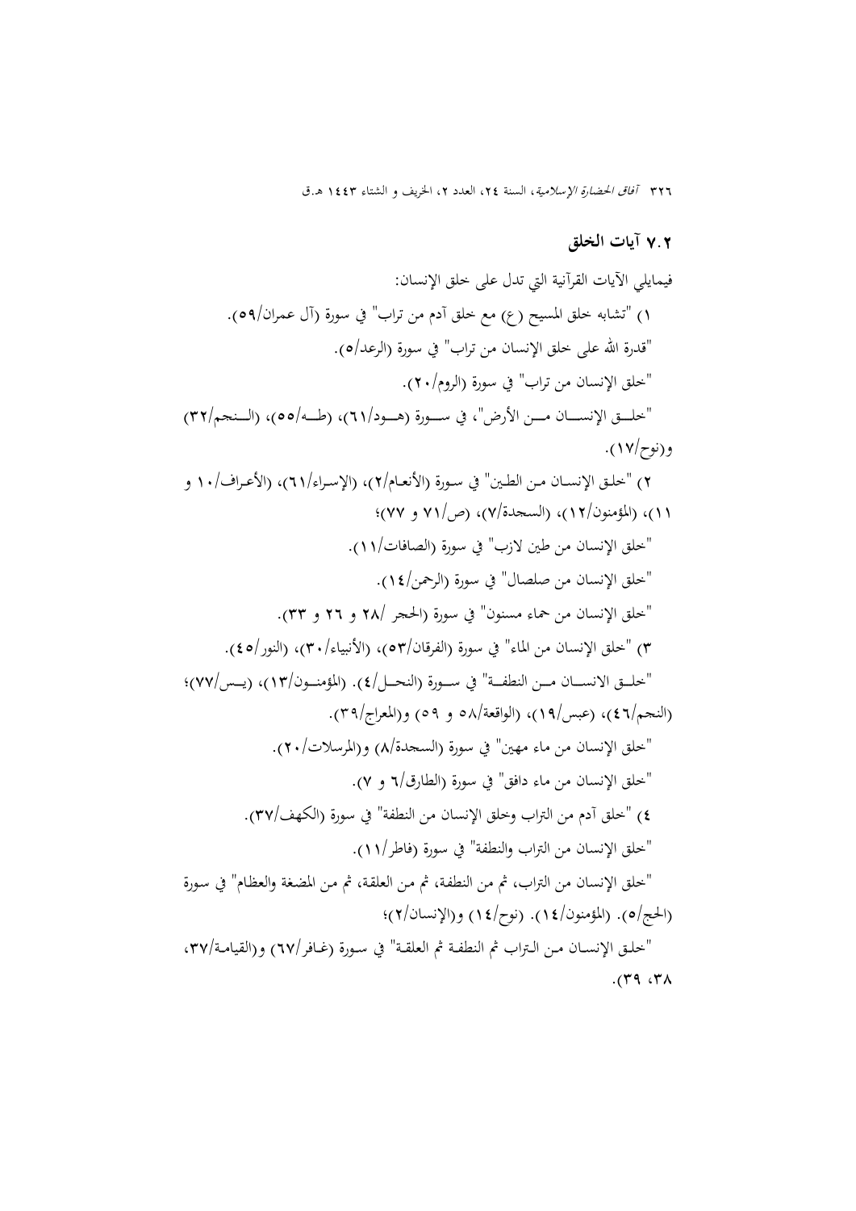### ٧.٢ آيات الخلق

فيمايلي الآيات القرآنية التي تدل على خلق الإنسان:

١) "تشابه خلق المسيح (ع) مع خلق آدم من تراب" في سورة (آل عمران/٥٩).

"قدرة الله على خلق الإنسان من تراب" في سورة (الرعد/٥).

"خلق الإنسان من تراب" في سورة (الروم/٢٠).

"خلق الإنسان من الأرض"، في سورة (هود/٦١)، (طه/٥٥)، (النجم/٣٢) و(نوح/١٧).

٢) "خلق الإنسان من الطين" في سورة (الأنعام/٢)، (الإسراء/٦١)، (الأعراف/١٠ و ١١)، (المؤمنون/١٢)، (السجدة/٧)، (ص/٧١ و ٧٧)؛

"خلق الإنسان من طين لازب" في سورة (الصافات/١١).

"خلق الإنسان من صلصال" في سورة (الرحمن/١٤).

"خلق الإنسان من حماء مسنون" في سورة (الحجر /٢٨ و ٢٦ و ٣٣).

٣) "خلق الإنسان من الماء" في سورة (الفرقان/٥٣)، (الأنبياء/٣٠)، (النور/٤٥).

"خلق الانسان من النطفة" في سورة (النحل/٤). (المؤمنون/١٣)، (يس/٧٧)؛ (النجم/٤٦)، (عبس/١٩)، (الواقعة/٥٨ و ٥٩) و(المعراج/٣٩).

"خلق الإنسان من ماء مهين" في سورة (السجدة/٨) و(المرسلات/٢٠).

"خلق الإنسان من ماء دافق" في سورة (الطارق/٦ و ٧).

٤) "خلق آدم من التراب وخلق الإنسان من النطفة" في سورة (الكهف/٣٧).

"خلق الإنسان من التراب والنطفة" في سورة (فاطر/١١).

"خلق الإنسان من التراب، ثم من النطفة، ثم من العلقة، ثم من المضغة والعظام" في سورة (الحج/٥). (المؤمنون/١٤). (نوح/١٤) و(الإنسان/٢)؛

"خلق الإنسان من التراب ثم النطفة ثم العلقة" في سورة (غافر/٦٧) و(القيامة/٣٧، ٣٨، ٣٩).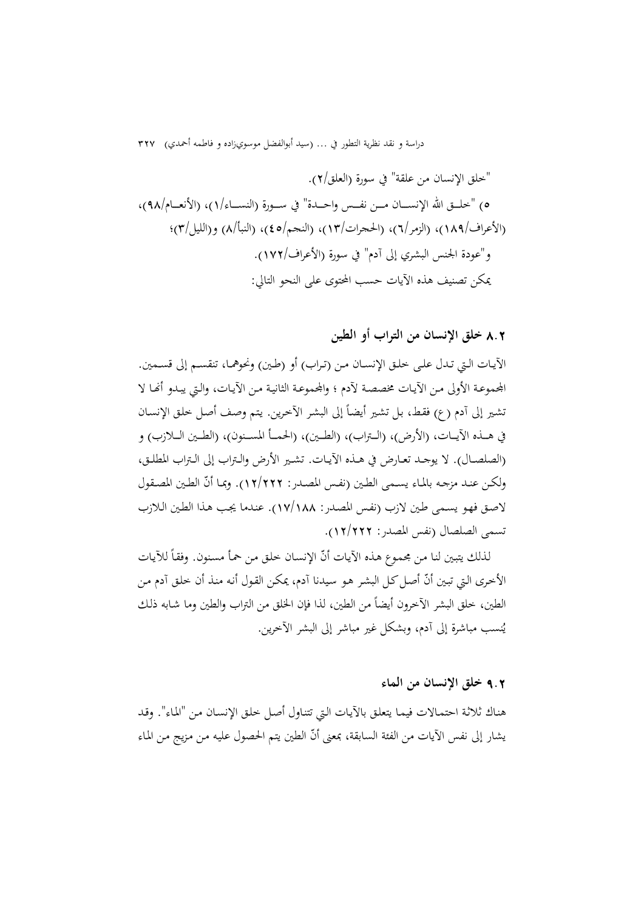"خلق الإنسان من علقة" في سورة (العلق/٢).

٥) "خلـق الله الإنسـان مـن نفـس واحـدة" في سـورة (النسـاء/١)، (الأنعـام/٩٨)، (الأعراف/١٨٩)، (الزمر/٦)، (الحجرات/١٣)، (النجم/٤٥)، (النبأ/٨) و(الليل/٣)؛

و"عودة الجنس البشري إلى آدم" في سورة (الأعراف/١٧٢).

يمكن تصنيف هذه الآيات حسب المحتوى على النحو التالي:

### ٨.٢ خلق الإنسان من التراب أو الطين

الآيات التي تدل على خلق الإنسان من (تراب) أو (طين) ونحوهما، تنقسم إلى قسمين. المجموعة الأولى من الآيات مخصصة لآدم ؛ والمجموعة الثانية من الآيات، والتي يبدو أنها لا تشير إلى آدم (ع) فقط، بل تشير أيضاً إلى البشر الآخرين. يتم وصف أصل خلق الإنسان في هـذه الآيـات، (الأرض)، (الـتراب)، (الطـين)، (الحمـأ المسـنون)، (الطـين الـلازب) و (الصلصال). لا يوجد تعارض في هـذه الآيات. تشير الأرض والـتراب إلى الـتراب المطلق، ولكن عند مزجه بالماء يسمى الطين (نفس المصدر: ١٢/٢٢٢). وبما أنّ الطين المصقول لاصق فهو يسمى طين لازب (نفس المصدر: ١٧/١٨٨). عندما يجب هذا الطين اللازب تسمى الصلصال (نفس المصدر: ١٢/٢٢٢).

لذلك يتبين لنا من مجموع هذه الآيات أنّ الإنسان خلق من حمأ مسنون. وفقاً للآيات الأخرى التي تبين أنّ أصل كل البشر هو سيدنا آدم، يمكن القول أنه منذ أن خلق آدم من الطين، خلق البشر الآخرون أيضاً من الطين، لذا فإن الخلق من التراب والطين وما شابه ذلك يُنسب مباشرة إلى آدم، وبشكل غير مباشر إلى البشر الآخرين.

### ٩.٢ خلق الإنسان من الماء

هناك ثلاثة احتمالات فيما يتعلق بالآيات التي تتناول أصل خلق الإنسان من "الماء". وقد يشار إلى نفس الآيات من الفئة السابقة، بمعنى أنّ الطين يتم الحصول عليه من مزيج من الماء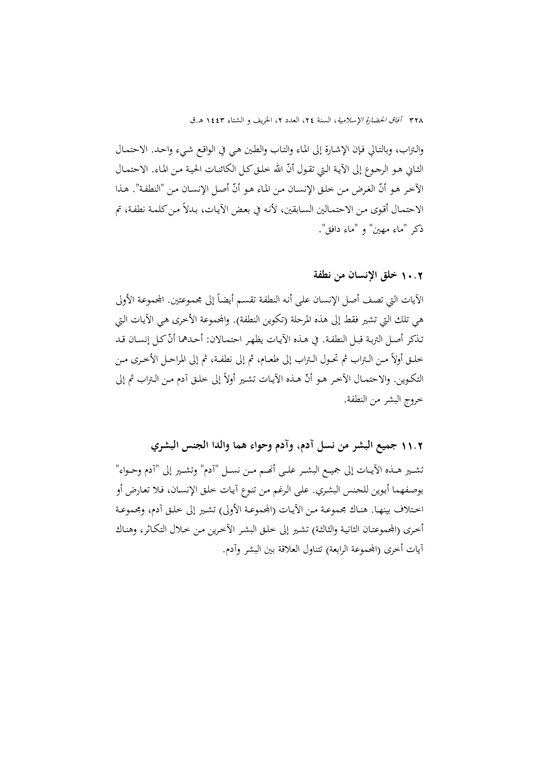والتراب، وبالتالي فإن الإشارة إلى الماء والتاب والطين هي في الواقع شيء واحد. الاحتمال الثاني هو الرجوع إلى الآية التي تقول أنّ الله خلق كل الكائنات الحية من الماء. الاحتمال الآخر هو أنّ الغرض من خلق الإنسان من الماء هو أنّ أصل الإنسان من "النطفة". هذا الاحتمال أقوى من الاحتمالين السابقين، لأنه في بعض الآيات، بدلاً من كلمة نطفة، تم ذكر "ماء مهين" و "ماء دافق".

## ١٠.٢ خلق الإنسان من نطفة

الآيات التي تصف أصل الإنسان على أنه النطفة تقسم أيضاً إلى مجموعتين. المجموعة الأولى هي تلك التي تشير فقط إلى هذه المرحلة (تكوين النطفة). والمجموعة الأخرى هي الآيات التي تذكر أصل التربة قبل النطفة. في هذه الآيات يظهر احتمالان: أحدهما أنّ كل إنسان قد خلق أولاً من التراب ثم تحول التراب إلى طعام، ثم إلى نطفة، ثم إلى المراحل الأخرى من التكوين. والاحتمال الآخر هو أنّ هذه الآيات تشير أولاً إلى خلق آدم من التراب ثم إلى خروج البشر من النطفة.

## ١١.٢ جميع البشر من نسل آدم، وآدم وحواء هما والدا الجنس البشري

تشير هذه الآيات إلى جميع البشر على أنهم من نسل "آدم" وتشير إلى "آدم وحواء" بوصفهما أبوين للجنس البشري. على الرغم من تنوع آيات خلق الإنسان، فلا تعارض أو اختلاف بينها. هناك مجموعة من الآيات (المجموعة الأولى) تشير إلى خلق آدم، ومجموعة أخرى (المجموعتان الثانية والثالثة) تشير إلى خلق البشر الآخرين من خلال التكاثر، وهناك آيات أخرى (المجموعة الرابعة) تتناول العلاقة بين البشر وآدم.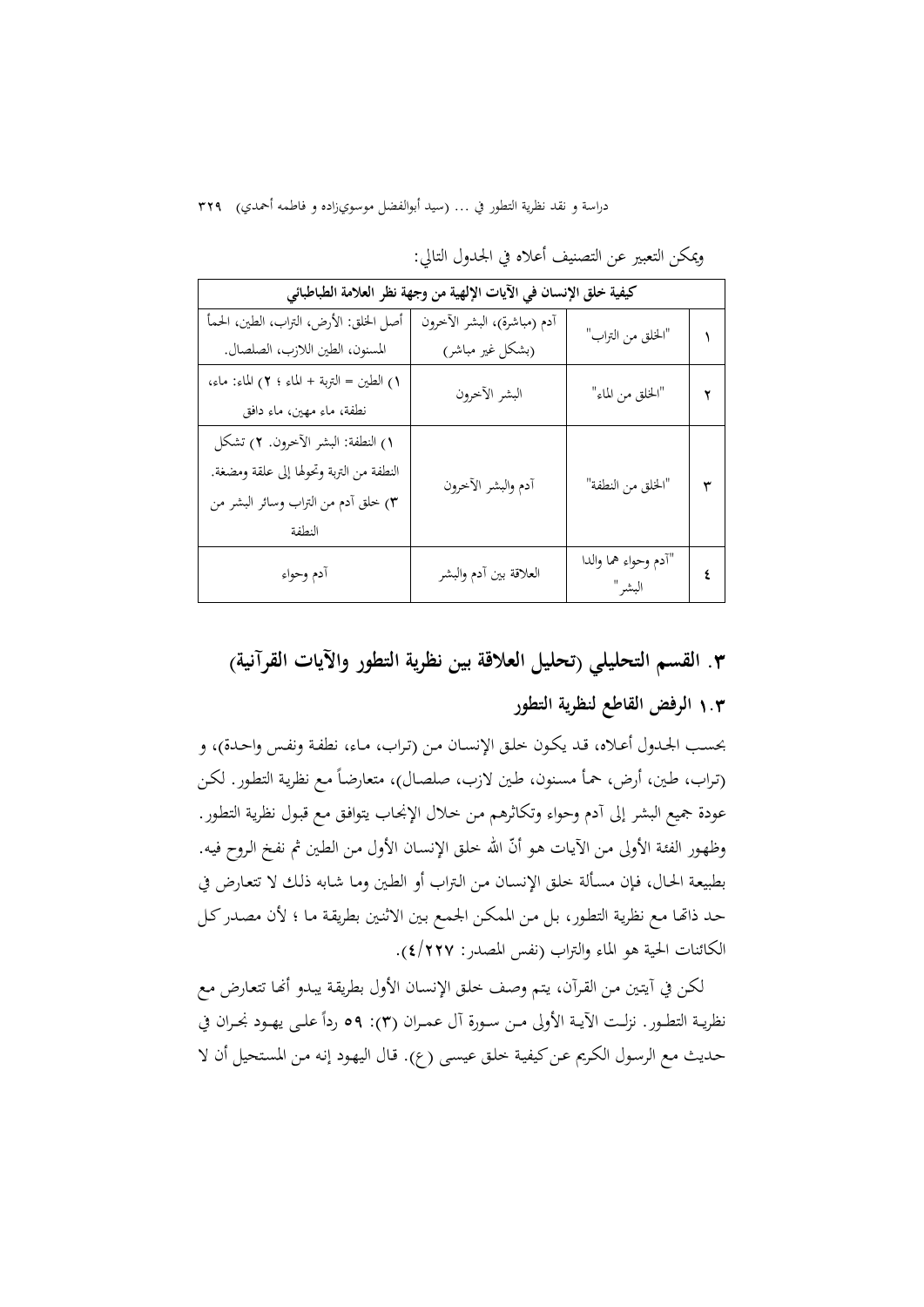ويمكن التعبير عن التصنيف أعلاه في الجدول التالي:

| كيفية خلق الإنسان في الآيات الإلهية من وجهة نظر العلامة الطباطبائي | | | |
|---|---|---|---|
| ١ | "الخلق من التراب" | آدم (مباشرة)، البشر الآخرون (بشكل غير مباشر) | أصل الخلق: الأرض، التراب، الطين، الحمأ المسنون، الطين اللازب، الصلصال. |
| ٢ | "الخلق من الماء" | البشر الآخرون | ١) الطين = التربة + الماء ؛ ٢) الماء: ماء، نطفة، ماء مهين، ماء دافق |
| ٣ | "الخلق من النطفة" | آدم والبشر الآخرون | ١) النطفة: البشر الآخرون. ٢) تشكل النطفة من التربة وتحولها إلى علقة ومضغة. ٣) خلق آدم من التراب وسائر البشر من النطفة |
| ٤ | "آدم وحواء هما والدا البشر" | العلاقة بين آدم والبشر | آدم وحواء |

## ٣. القسم التحليلي (تحليل العلاقة بين نظرية التطور والآيات القرآنية)

### ١.٣ الرفض القاطع لنظرية التطور

بحسب الجدول أعلاه، قد يكون خلق الإنسان من (تراب، ماء، نطفة ونفس واحدة)، و (تراب، طين، أرض، حمأ مسنون، طين لازب، صلصال)، متعارضاً مع نظرية التطور. لكن عودة جميع البشر إلى آدم وحواء وتكاثرهم من خلال الإنجاب يتوافق مع قبول نظرية التطور. وظهور الفئة الأولى من الآيات هو أنّ الله خلق الإنسان الأول من الطين ثم نفخ الروح فيه. بطبيعة الحال، فإن مسألة خلق الإنسان من التراب أو الطين وما شابه ذلك لا تتعارض في حد ذاتها مع نظرية التطور، بل من الممكن الجمع بين الاثنين بطريقة ما ؛ لأن مصدر كل الكائنات الحية هو الماء والتراب (نفس المصدر: ٤/٢٢٧).

لكن في آيتين من القرآن، يتم وصف خلق الإنسان الأول بطريقة يبدو أنها تتعارض مع نظرية التطور. نزلت الآية الأولى من سورة آل عمران (٣): ٥٩ رداً على يهود نجران في حديث مع الرسول الكريم عن كيفية خلق عيسى (ع). قال اليهود إنه من المستحيل أن لا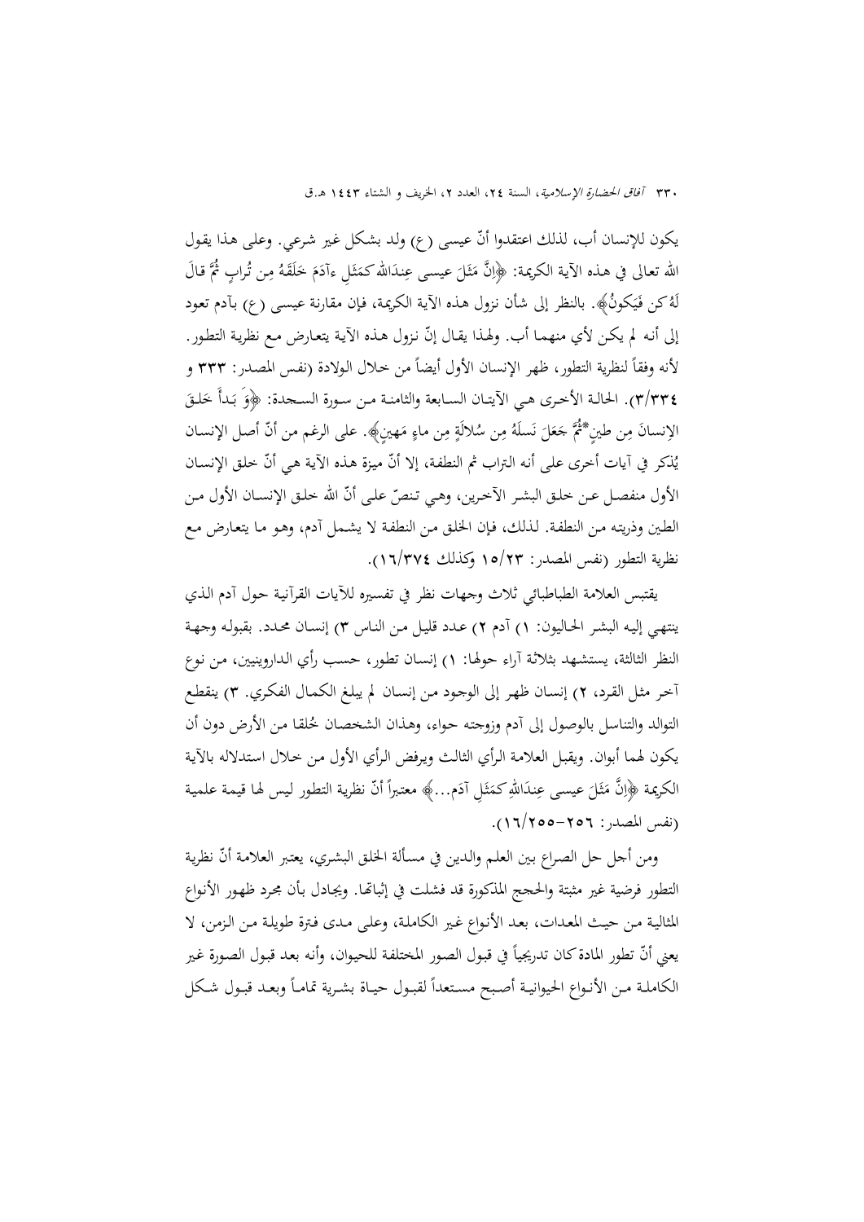يكون للإنسان أب، لذلك اعتقدوا أنّ عيسى (ع) ولد بشكل غير شرعي. وعلى هذا يقول الله تعالى في هذه الآية الكريمة: ﴿إنَّ مَثَلَ عيسى عِندَالله كمَثَلِ ءآدَمَ خَلَقَهُ مِن تُرابٍ ثُمَّ قالَ لَهُ كن فَيَكونُ﴾. بالنظر إلى شأن نزول هذه الآية الكريمة، فإن مقارنة عيسى (ع) بآدم تعود إلى أنه لم يكن لأي منهما أب. ولهذا يقال إنّ نزول هذه الآية يتعارض مع نظرية التطور. لأنه وفقاً لنظرية التطور، ظهر الإنسان الأول أيضاً من خلال الولادة (نفس المصدر: ٣٣٣ و ٣/٣٣٤). الحالة الأخرى هي الآيتان السابعة والثامنة من سورة السجدة: ﴿وَ بَدأَ خَلقَ الإنسانَ مِن طينٍ*ثُمَّ جَعَلَ نَسلَهُ مِن سُلالَةٍ مِن ماءٍ مَهينٍ﴾. على الرغم من أنّ أصل الإنسان يُذكر في آيات أخرى على أنه التراب ثم النطفة، إلا أنّ ميزة هذه الآية هي أنّ خلق الإنسان الأول منفصل عن خلق البشر الآخرين، وهي تنصّ على أنّ الله خلق الإنسان الأول من الطين وذريته من النطفة. لذلك، فإن الخلق من النطفة لا يشمل آدم، وهو ما يتعارض مع نظرية التطور (نفس المصدر: ١٥/٢٣ وكذلك ١٦/٣٧٤).

يقتبس العلامة الطباطبائي ثلاث وجهات نظر في تفسيره للآيات القرآنية حول آدم الذي ينتهي إليه البشر الحاليون: ١) آدم ٢) عدد قليل من الناس ٣) إنسان محدد. بقبوله وجهة النظر الثالثة، يستشهد بثلاثة آراء حولها: ١) إنسان تطور، حسب رأي الداروينيين، من نوع آخر مثل القرد، ٢) إنسان ظهر إلى الوجود من إنسان لم يبلغ الكمال الفكري. ٣) ينقطع التوالد والتناسل بالوصول إلى آدم وزوجته حواء، وهذان الشخصان خُلقا من الأرض دون أن يكون لهما أبوان. ويقبل العلامة الرأي الثالث ويرفض الرأي الأول من خلال استدلاله بالآية الكريمة ﴿إنَّ مَثَلَ عيسى عِندَاللهِ كمَثَلِ آدَم...﴾ معتبراً أنّ نظرية التطور ليس لها قيمة علمية (نفس المصدر: ٢٥٥-١٦/٢٥٦).

ومن أجل حل الصراع بين العلم والدين في مسألة الخلق البشري، يعتبر العلامة أنّ نظرية التطور فرضية غير مثبتة والحجج المذكورة قد فشلت في إثباتها. ويجادل بأن مجرد ظهور الأنواع المثالية من حيث المعدات، بعد الأنواع غير الكاملة، وعلى مدى فترة طويلة من الزمن، لا يعني أنّ تطور المادة كان تدريجياً في قبول الصور المختلفة للحيوان، وأنه بعد قبول الصورة غير الكاملة من الأنواع الحيوانية أصبح مستعداً لقبول حياة بشرية تماماً وبعد قبول شكل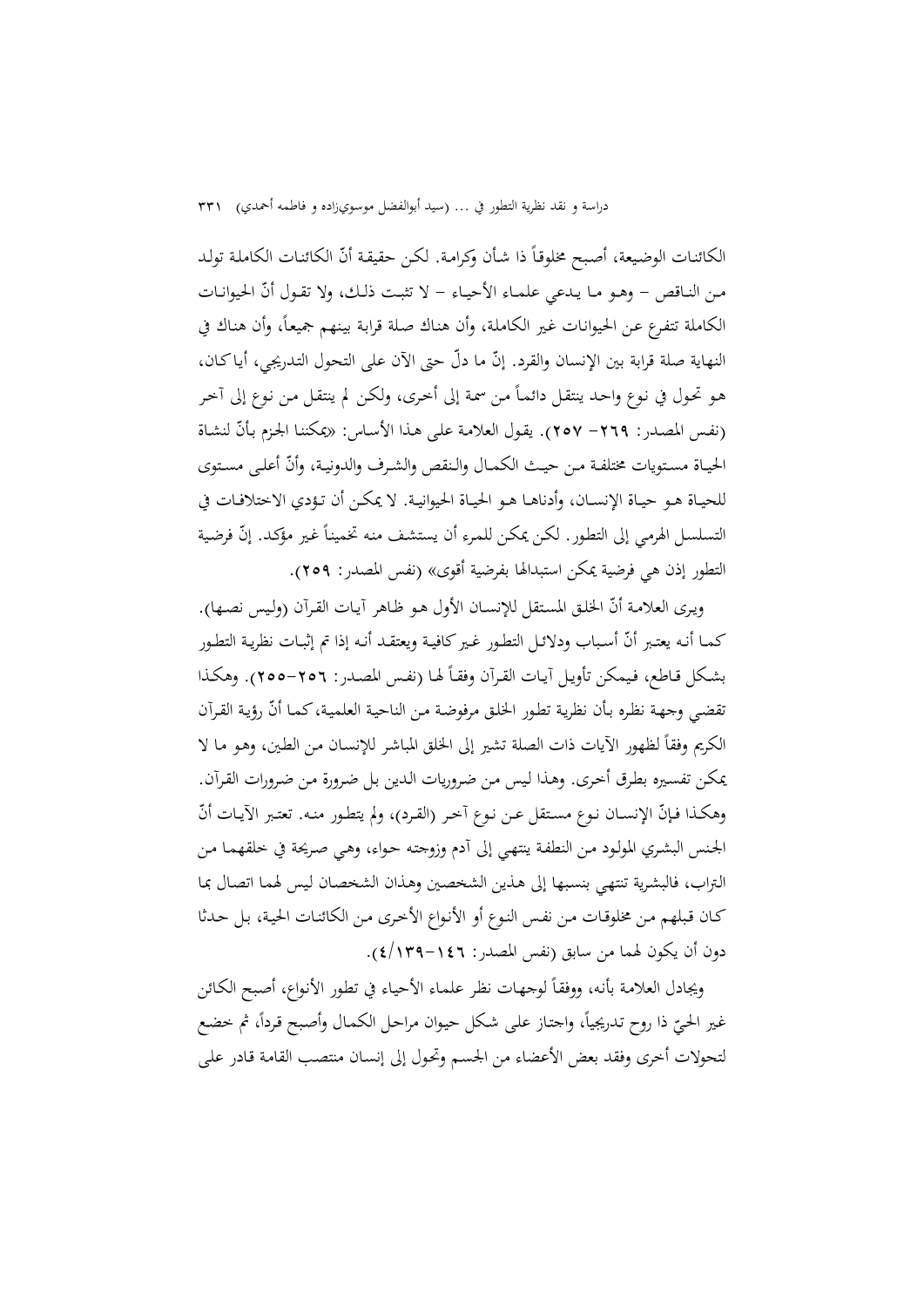الكائنات الوضيعة، أصبح مخلوقاً ذا شأن وكرامة. لكن حقيقة أنّ الكائنات الكاملة تولد من الناقص – وهو ما يدعي علماء الأحياء – لا تثبت ذلك، ولا تقول أنّ الحيوانات الكاملة تتفرع عن الحيوانات غير الكاملة، وأن هناك صلة قرابة بينهم جميعاً، وأن هناك في النهاية صلة قرابة بين الإنسان والقرد. إنّ ما دلّ حتى الآن على التحول التدريجي، أيا كان، هو تحول في نوع واحد ينتقل دائماً من سمة إلى أخرى، ولكن لم ينتقل من نوع إلى آخر (نفس المصدر: ٢٦٩– ٢٥٧). يقول العلامة على هذا الأساس: «يمكننا الجزم بأنّ لنشاة الحياة مستويات مختلفة من حيث الكمال والنقص والشرف والدونية، وأنّ أعلى مستوى للحياة هو حياة الإنسان، وأدناها هو الحياة الحيوانية. لا يمكن أن تؤدي الاختلافات في التسلسل الهرمي إلى التطور. لكن يمكن للمرء أن يستشف منه تخميناً غير مؤكد. إنّ فرضية التطور إذن هي فرضية يمكن استبدالها بفرضية أقوى» (نفس المصدر: ٢٥٩).

ويرى العلامة أنّ الخلق المستقل للإنسان الأول هو ظاهر آيات القرآن (وليس نصها). كما أنه يعتبر أنّ أسباب ودلائل التطور غير كافية ويعتقد أنه إذا تم إثبات نظرية التطور بشكل قاطع، فيمكن تأويل آيات القرآن وفقاً لها (نفس المصدر: ٢٥٦–٢٥٥). وهكذا تقضي وجهة نظره بأن نظرية تطور الخلق مرفوضة من الناحية العلمية، كما أنّ رؤية القرآن الكريم وفقاً لظهور الآيات ذات الصلة تشير إلى الخلق المباشر للإنسان من الطين، وهو ما لا يمكن تفسيره بطرق أخرى. وهذا ليس من ضروريات الدين بل ضرورة من ضرورات القرآن. وهكذا فإنّ الإنسان نوع مستقل عن نوع آخر (القرد)، ولم يتطور منه. تعتبر الآيات أنّ الجنس البشري المولود من النطفة ينتهي إلى آدم وزوجته حواء، وهي صريحة في خلقهما من التراب، فالبشرية تنتهي بنسبها إلى هذين الشخصين وهذان الشخصان ليس لهما اتصال بما كان قبلهم من مخلوقات من نفس النوع أو الأنواع الأخرى من الكائنات الحية، بل حدثا دون أن يكون لهما من سابق (نفس المصدر: ١٤٦–٤/١٣٩).

ويجادل العلامة بأنه، ووفقاً لوجهات نظر علماء الأحياء في تطور الأنواع، أصبح الكائن غير الحيّ ذا روح تدريجياً، واجتاز على شكل حيوان مراحل الكمال وأصبح قرداً، ثم خضع لتحولات أخرى وفقد بعض الأعضاء من الجسم وتحول إلى إنسان منتصب القامة قادر على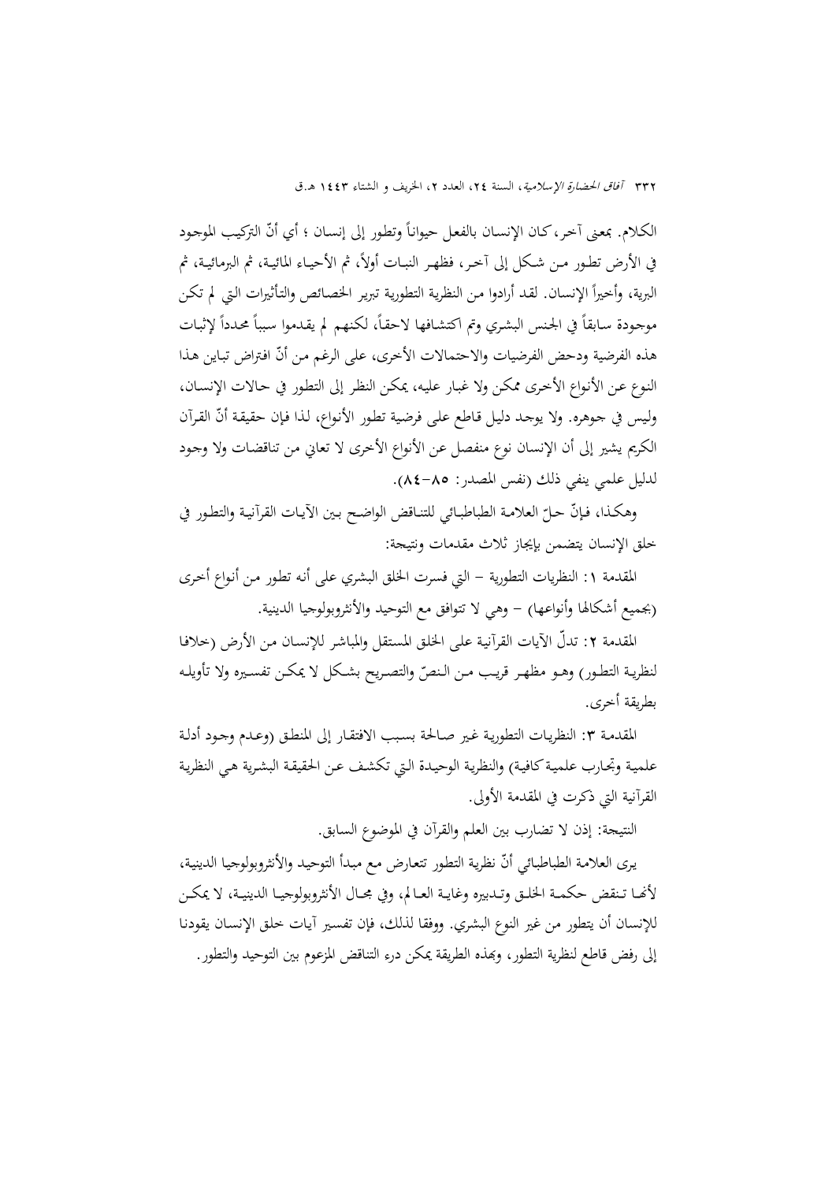الكلام. بمعنى آخر، كان الإنسان بالفعل حيواناً وتطور إلى إنسان ؛ أي أنّ التركيب الموجود في الأرض تطور من شكل إلى آخر، فظهر النبات أولاً، ثم الأحياء المائية، ثم البرمائية، ثم البرية، وأخيراً الإنسان. لقد أرادوا من النظرية التطورية تبرير الخصائص والتأثيرات التي لم تكن موجودة سابقاً في الجنس البشري وتم اكتشافها لاحقاً، لكنهم لم يقدموا سبباً محدداً لإثبات هذه الفرضية ودحض الفرضيات والاحتمالات الأخرى، على الرغم من أنّ افتراض تباين هذا النوع عن الأنواع الأخرى ممكن ولا غبار عليه، يمكن النظر إلى التطور في حالات الإنسان، وليس في جوهره. ولا يوجد دليل قاطع على فرضية تطور الأنواع، لذا فإن حقيقة أنّ القرآن الكريم يشير إلى أن الإنسان نوع منفصل عن الأنواع الأخرى لا تعاني من تناقضات ولا وجود لدليل علمي ينفي ذلك (نفس المصدر: ٨٥-٨٤).

وهكذا، فإنّ حلّ العلامة الطباطبائي للتناقض الواضح بين الآيات القرآنية والتطور في خلق الإنسان يتضمن بإيجاز ثلاث مقدمات ونتيجة:

المقدمة ١: النظريات التطورية – التي فسرت الخلق البشري على أنه تطور من أنواع أخرى (بجميع أشكالها وأنواعها) – وهي لا تتوافق مع التوحيد والأنثروبولوجيا الدينية.

المقدمة ٢: تدلّ الآيات القرآنية على الخلق المستقل والمباشر للإنسان من الأرض (خلافا لنظرية التطور) وهو مظهر قريب من النصّ والتصريح بشكل لا يمكن تفسيره ولا تأويله بطريقة أخرى.

المقدمة ٣: النظريات التطورية غير صالحة بسبب الافتقار إلى المنطق (وعدم وجود أدلة علمية وتجارب علمية كافية) والنظرية الوحيدة التي تكشف عن الحقيقة البشرية هي النظرية القرآنية التي ذكرت في المقدمة الأولى.

النتيجة: إذن لا تضارب بين العلم والقرآن في الموضوع السابق.

يرى العلامة الطباطبائي أنّ نظرية التطور تتعارض مع مبدأ التوحيد والأنثروبولوجيا الدينية، لأنها تنقض حكمة الخلق وتدبيره وغاية العالم، وفي مجال الأنثروبولوجيا الدينية، لا يمكن للإنسان أن يتطور من غير النوع البشري. ووفقا لذلك، فإن تفسير آيات خلق الإنسان يقودنا إلى رفض قاطع لنظرية التطور، وبهذه الطريقة يمكن درء التناقض المزعوم بين التوحيد والتطور.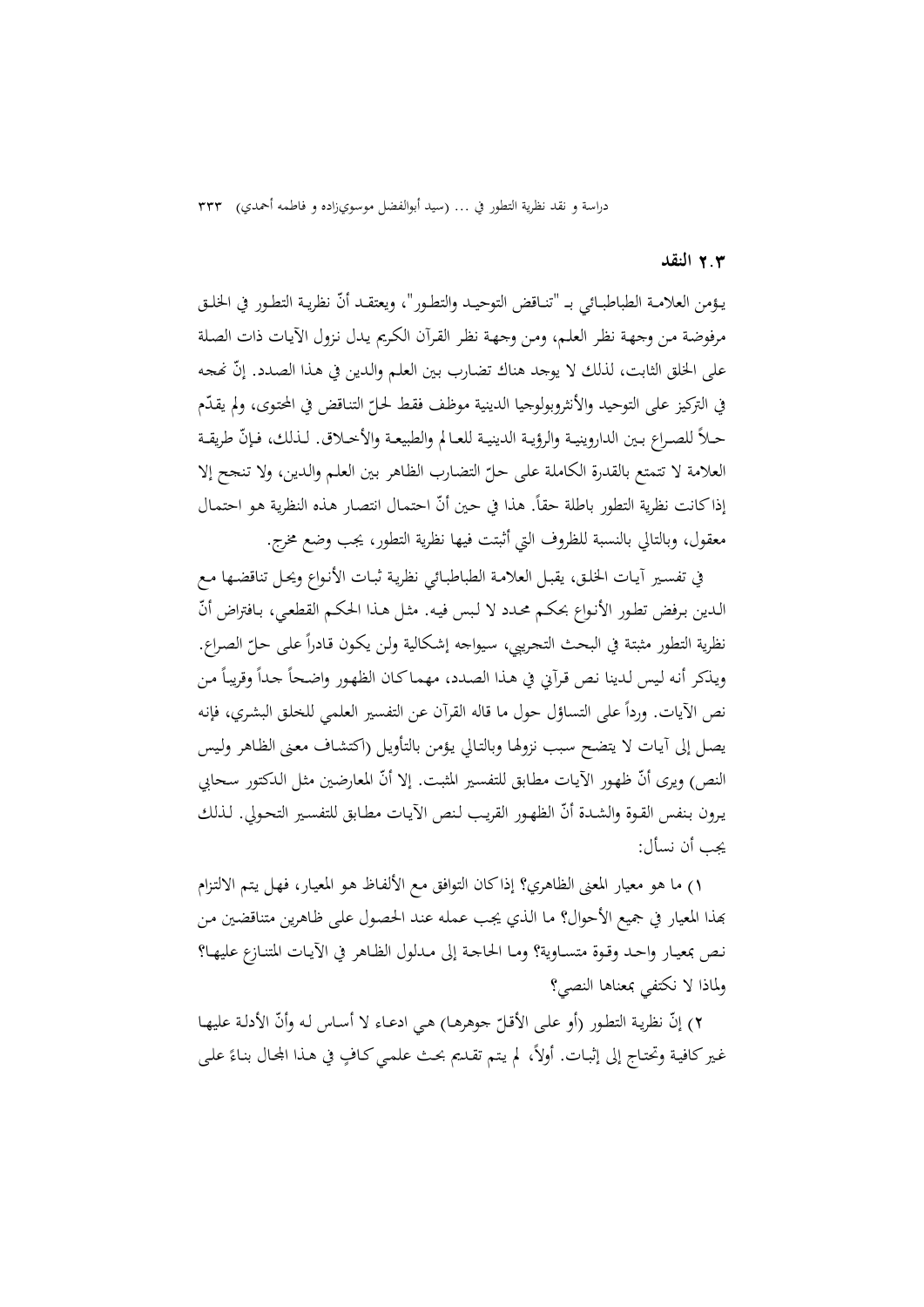## ٢.٣ النقد

يؤمن العلامة الطباطبائي بـ "تناقض التوحيد والتطور"، ويعتقد أنّ نظرية التطور في الخلق مرفوضة من وجهة نظر العلم، ومن وجهة نظر القرآن الكريم يدل نزول الآيات ذات الصلة على الخلق الثابت، لذلك لا يوجد هناك تضارب بين العلم والدين في هذا الصدد. إنّ نهجه في التركيز على التوحيد والأنثروبولوجيا الدينية موظف فقط لحلّ التناقض في المحتوى، ولم يقدّم حلاً للصراع بين الداروينية والرؤية الدينية للعالم والطبيعة والأخلاق. لذلك، فإنّ طريقة العلامة لا تتمتع بالقدرة الكاملة على حلّ التضارب الظاهر بين العلم والدين، ولا تنجح إلا إذا كانت نظرية التطور باطلة حقاً. هذا في حين أنّ احتمال انتصار هذه النظرية هو احتمال معقول، وبالتالي بالنسبة للظروف التي أثبتت فيها نظرية التطور، يجب وضع مخرج.

في تفسير آيات الخلق، يقبل العلامة الطباطبائي نظرية ثبات الأنواع ويحل تناقضها مع الدين برفض تطور الأنواع بحكم محدد لا لبس فيه. مثل هذا الحكم القطعي، بافتراض أنّ نظرية التطور مثبتة في البحث التجريبي، سيواجه إشكالية ولن يكون قادراً على حلّ الصراع. ويذكر أنه ليس لدينا نص قرآني في هذا الصدد، مهما كان الظهور واضحاً جداً وقريباً من نص الآيات. ورداً على التساؤل حول ما قاله القرآن عن التفسير العلمي للخلق البشري، فإنه يصل إلى آيات لا يتضح سبب نزولها وبالتالي يؤمن بالتأويل (اكتشاف معنى الظاهر وليس النص) ويرى أنّ ظهور الآيات مطابق للتفسير المثبت. إلا أنّ المعارضين مثل الدكتور سحابي يرون بنفس القوة والشدة أنّ الظهور القريب لنص الآيات مطابق للتفسير التحولي. لذلك يجب أن نسأل:

١) ما هو معيار المعنى الظاهري؟ إذا كان التوافق مع الألفاظ هو المعيار، فهل يتم الالتزام بهذا المعيار في جميع الأحوال؟ ما الذي يجب عمله عند الحصول على ظاهرين متناقضين من نص بمعيار واحد وقوة متساوية؟ وما الحاجة إلى مدلول الظاهر في الآيات المتنازع عليها؟ ولماذا لا نكتفي بمعناها النصي؟

٢) إنّ نظرية التطور (أو على الأقلّ جوهرها) هي ادعاء لا أساس له وأنّ الأدلة عليها غير كافية وتحتاج إلى إثبات. أولاً، لم يتم تقديم بحث علمي كافٍ في هذا المجال بناءً على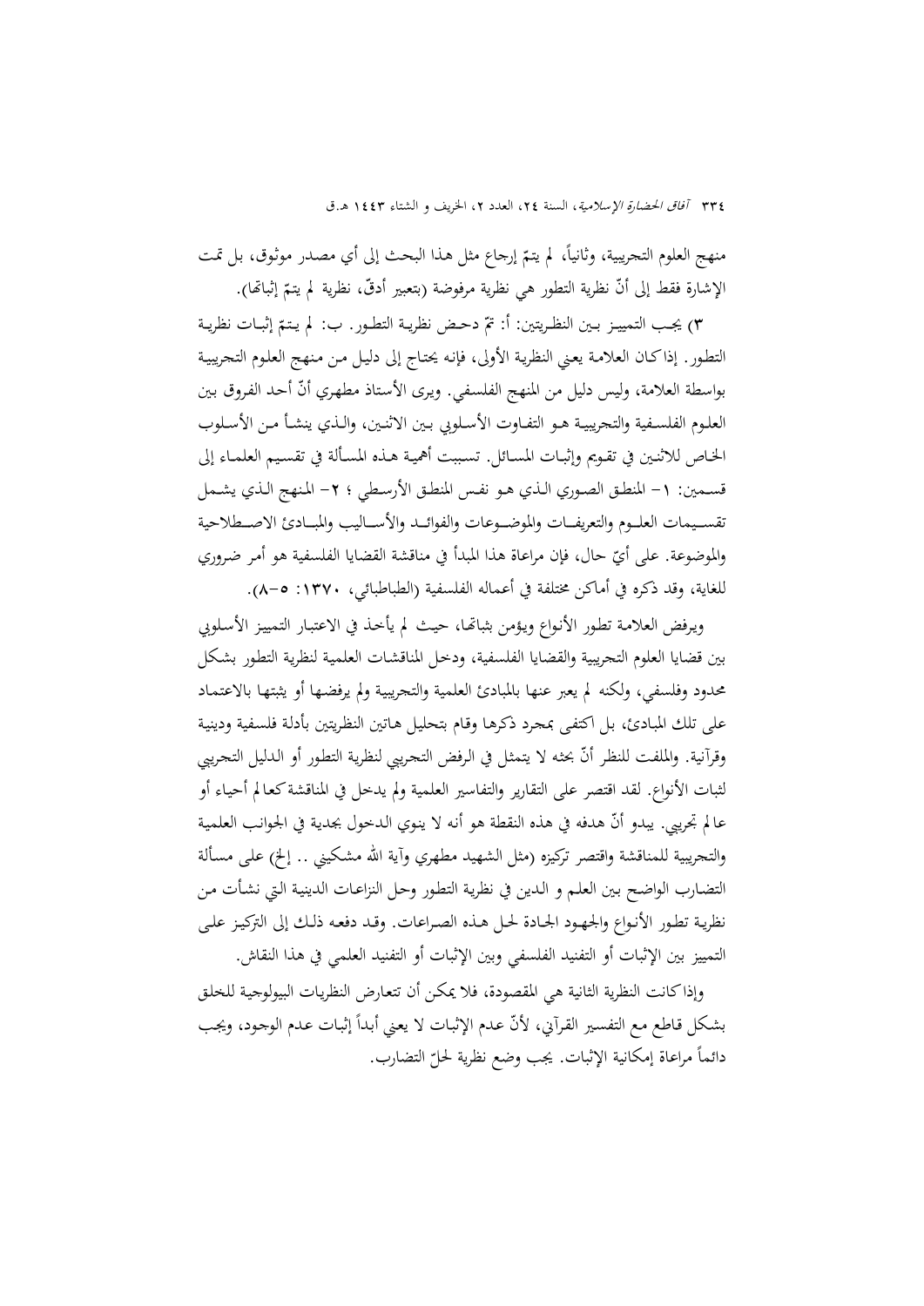منهج العلوم التجريبية، وثانياً، لم يتمّ إرجاع مثل هذا البحث إلى أي مصدر موثوق، بل تمت الإشارة فقط إلى أنّ نظرية التطور هي نظرية مرفوضة (بتعبير أدقّ، نظرية لم يتمّ إثباتها).

٣) يجب التمييز بين النظريتين: أ: تمّ دحض نظرية التطور. ب: لم يتمّ إثبات نظرية التطور. إذا كان العلامة يعني النظرية الأولى، فإنه يحتاج إلى دليل من منهج العلوم التجريبية بواسطة العلامة، وليس دليل من المنهج الفلسفي. ويرى الأستاذ مطهري أنّ أحد الفروق بين العلوم الفلسفية والتجريبية هو التفاوت الأسلوبي بين الاثنين، والذي ينشأ من الأسلوب الخاص للاثنين في تقويم وإثبات المسائل. تسببت أهمية هذه المسألة في تقسيم العلماء إلى قسمين: ١– المنطق الصوري الذي هو نفس المنطق الأرسطي ؛ ٢– المنهج الذي يشمل تقسيمات العلوم والتعريفات والموضوعات والفوائد والأساليب والمبادئ الاصطلاحية والموضوعة. على أيّ حال، فإن مراعاة هذا المبدأ في مناقشة القضايا الفلسفية هو أمر ضروري للغاية، وقد ذكره في أماكن مختلفة في أعماله الفلسفية (الطباطبائي، ١٣٧٠: ٥–٨).

ويرفض العلامة تطور الأنواع ويؤمن بثباتها، حيث لم يأخذ في الاعتبار التمييز الأسلوبي بين قضايا العلوم التجريبية والقضايا الفلسفية، ودخل المناقشات العلمية لنظرية التطور بشكل محدود وفلسفي، ولكنه لم يعبر عنها بالمبادئ العلمية والتجريبية ولم يرفضها أو يثبتها بالاعتماد على تلك المبادئ، بل اكتفى بمجرد ذكرها وقام بتحليل هاتين النظريتين بأدلة فلسفية ودينية وقرآنية. والملفت للنظر أنّ بحثه لا يتمثل في الرفض التجريبي لنظرية التطور أو الدليل التجريبي لثبات الأنواع. لقد اقتصر على التقارير والتفاسير العلمية ولم يدخل في المناقشة كعالم أحياء أو عالم تجريبي. يبدو أنّ هدفه في هذه النقطة هو أنه لا ينوي الدخول بجدية في الجوانب العلمية والتجريبية للمناقشة واقتصر تركيزه (مثل الشهيد مطهري وآية الله مشكيني .. إلخ) على مسألة التضارب الواضح بين العلم و الدين في نظرية التطور وحل النزاعات الدينية التي نشأت من نظرية تطور الأنواع والجهود الجادة لحل هذه الصراعات. وقد دفعه ذلك إلى التركيز على التمييز بين الإثبات أو التفنيد الفلسفي وبين الإثبات أو التفنيد العلمي في هذا النقاش.

وإذا كانت النظرية الثانية هي المقصودة، فلا يمكن أن تتعارض النظريات البيولوجية للخلق بشكل قاطع مع التفسير القرآني، لأنّ عدم الإثبات لا يعني أبداً إثبات عدم الوجود، ويجب دائماً مراعاة إمكانية الإثبات. يجب وضع نظرية لحلّ التضارب.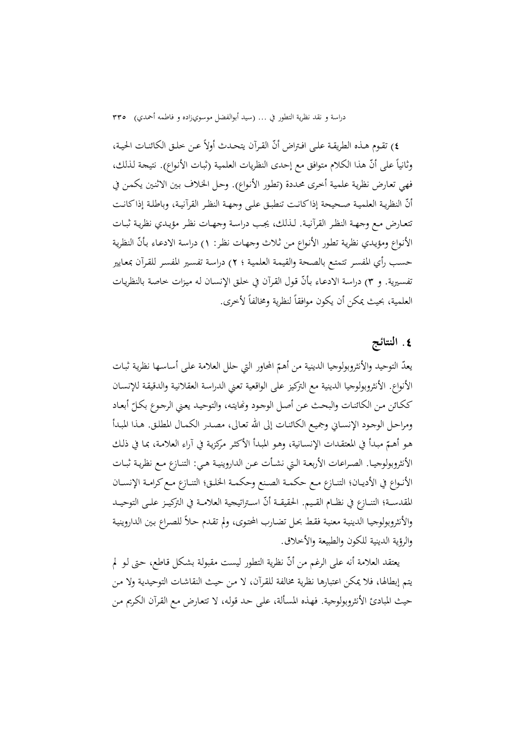٤) تقوم هذه الطريقة على افتراض أنّ القرآن يتحدث أولاً عن خلق الكائنات الحية، وثانياً على أنّ هذا الكلام متوافق مع إحدى النظريات العلمية (ثبات الأنواع). نتيجة لذلك، فهي تعارض نظرية علمية أخرى محددة (تطور الأنواع). وحل الخلاف بين الاثنين يكمن في أنّ النظرية العلمية صحيحة إذا كانت تنطبق على وجهة النظر القرآنية، وباطلة إذا كانت تتعارض مع وجهة النظر القرآنية. لذلك، يجب دراسة وجهات نظر مؤيدي نظرية ثبات الأنواع ومؤيدي نظرية تطور الأنواع من ثلاث وجهات نظر: ١) دراسة الادعاء بأنّ النظرية حسب رأي المفسر تتمتع بالصحة والقيمة العلمية ؛ ٢) دراسة تفسير المفسر للقرآن بمعايير تفسيرية. و ٣) دراسة الادعاء بأنّ قول القرآن في خلق الإنسان له ميزات خاصة بالنظريات العلمية، بحيث يمكن أن يكون موافقاً لنظرية ومخالفاً لأخرى.

## ٤. النتائج

يعدّ التوحيد والأنثروبولوجيا الدينية من أهمّ المحاور التي حلل العلامة على أساسها نظرية ثبات الأنواع. الأنثروبولوجيا الدينية مع التركيز على الواقعية تعني الدراسة العقلانية والدقيقة للإنسان ككائن من الكائنات والبحث عن أصل الوجود ونهايته، والتوحيد يعني الرجوع بكلّ أبعاد ومراحل الوجود الإنساني وجميع الكائنات إلى الله تعالى، مصدر الكمال المطلق. هذا المبدأ هو أهمّ مبدأ في المعتقدات الإنسانية، وهو المبدأ الأكثر مركزية في آراء العلامة، بما في ذلك الأنثروبولوجيا. الصراعات الأربعة التي نشأت عن الداروينية هي: التنازع مع نظرية ثبات الأنواع في الأديان؛ التنازع مع حكمة الصنع وحكمة الخلق؛ التنازع مع كرامة الإنسان المقدسة؛ التنازع في نظام القيم. الحقيقة أنّ استراتيجية العلامة في التركيز على التوحيد والأنثروبولوجيا الدينية معنية فقط بحل تضارب المحتوى، ولم تقدم حلاً للصراع بين الداروينية والرؤية الدينية للكون والطبيعة والأخلاق.

يعتقد العلامة أنه على الرغم من أنّ نظرية التطور ليست مقبولة بشكل قاطع، حتى لو لم يتم إبطالها، فلا يمكن اعتبارها نظرية مخالفة للقرآن، لا من حيث النقاشات التوحيدية ولا من حيث المبادئ الأنثروبولوجية. فهذه المسألة، على حد قوله، لا تتعارض مع القرآن الكريم من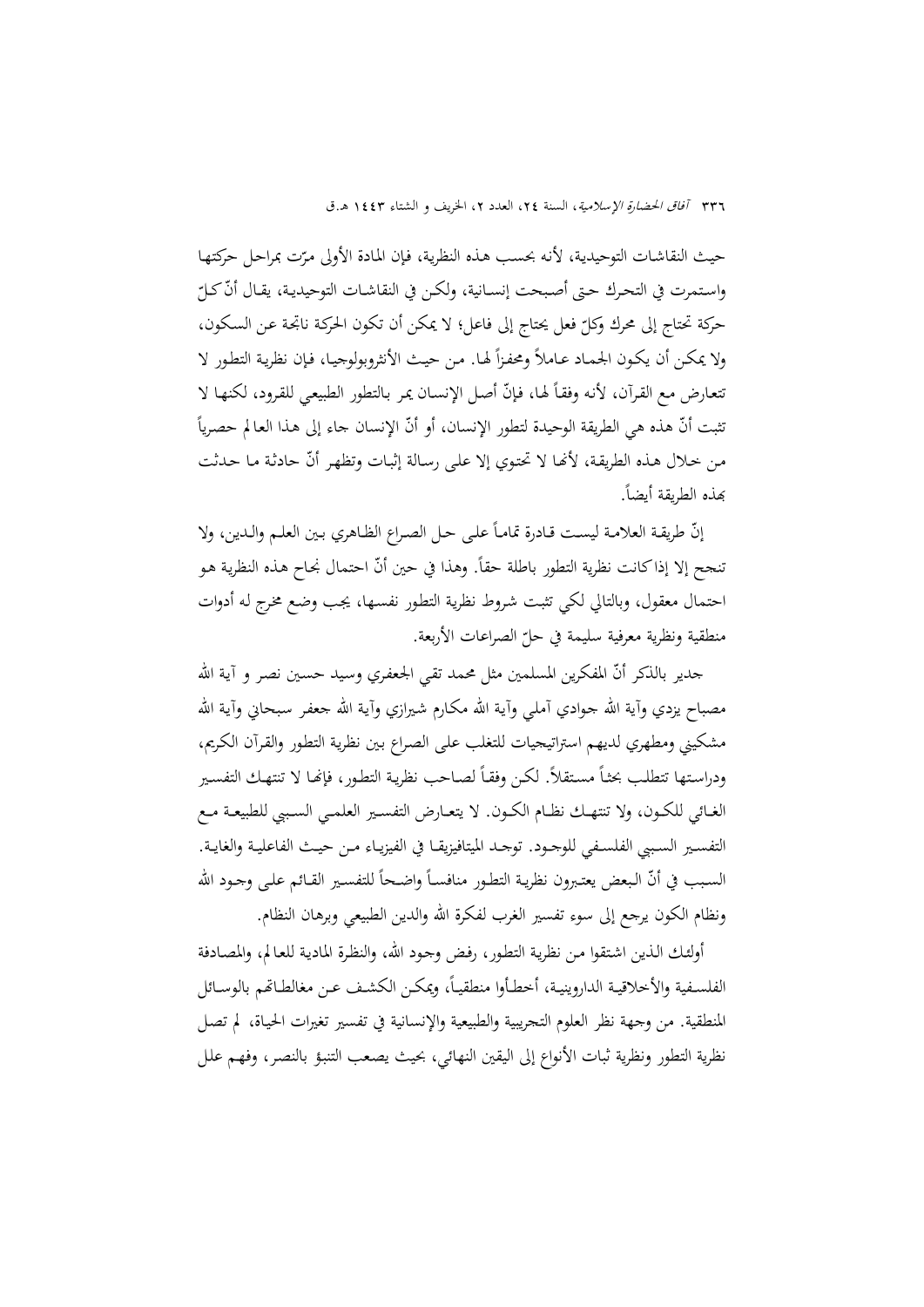حيث النقاشات التوحيدية، لأنه بحسب هذه النظرية، فإن المادة الأولى مرّت بمراحل حركتها واستمرت في التحرك حتى أصبحت إنسانية، ولكن في النقاشات التوحيدية، يقال أنّ كلّ حركة تحتاج إلى محرك وكلّ فعل يحتاج إلى فاعل؛ لا يمكن أن تكون الحركة ناتجة عن السكون، ولا يمكن أن يكون الجماد عاملاً ومحفزاً لها. من حيث الأنثروبولوجيا، فإن نظرية التطور لا تتعارض مع القرآن، لأنه وفقاً لها، فإنّ أصل الإنسان يمر بالتطور الطبيعي للقرود، لكنها لا تثبت أنّ هذه هي الطريقة الوحيدة لتطور الإنسان، أو أنّ الإنسان جاء إلى هذا العالم حصرياً من خلال هذه الطريقة، لأنها لا تحتوي إلا على رسالة إثبات وتظهر أنّ حادثة ما حدثت بهذه الطريقة أيضاً.

إنّ طريقة العلامة ليست قادرة تماماً على حل الصراع الظاهري بين العلم والدين، ولا تنجح إلا إذا كانت نظرية التطور باطلة حقاً. وهذا في حين أنّ احتمال نجاح هذه النظرية هو احتمال معقول، وبالتالي لكي تثبت شروط نظرية التطور نفسها، يجب وضع مخرج له أدوات منطقية ونظرية معرفية سليمة في حلّ الصراعات الأربعة.

جدير بالذكر أنّ المفكرين المسلمين مثل محمد تقي الجعفري وسيد حسين نصر و آية الله مصباح يزدي وآية الله جوادي آملي وآية الله مكارم شيرازي وآية الله جعفر سبحاني وآية الله مشكيني ومطهري لديهم استراتيجيات للتغلب على الصراع بين نظرية التطور والقرآن الكريم، ودراستها تتطلب بحثاً مستقلاً. لكن وفقاً لصاحب نظرية التطور، فإنها لا تنتهك التفسير الغائي للكون، ولا تنتهك نظام الكون. لا يتعارض التفسير العلمي السببي للطبيعة مع التفسير السببي الفلسفي للوجود. توجد الميتافيزيقا في الفيزياء من حيث الفاعلية والغاية. السبب في أنّ البعض يعتبرون نظرية التطور منافساً واضحاً للتفسير القائم على وجود الله ونظام الكون يرجع إلى سوء تفسير الغرب لفكرة الله والدين الطبيعي وبرهان النظام.

أولئك الذين اشتقوا من نظرية التطور، رفض وجود الله، والنظرة المادية للعالم، والمصادفة الفلسفية والأخلاقية الداروينية، أخطأوا منطقياً، ويمكن الكشف عن مغالطاتهم بالوسائل المنطقية. من وجهة نظر العلوم التجريبية والطبيعية والإنسانية في تفسير تغيرات الحياة، لم تصل نظرية التطور ونظرية ثبات الأنواع إلى اليقين النهائي، بحيث يصعب التنبؤ بالنصر، وفهم علل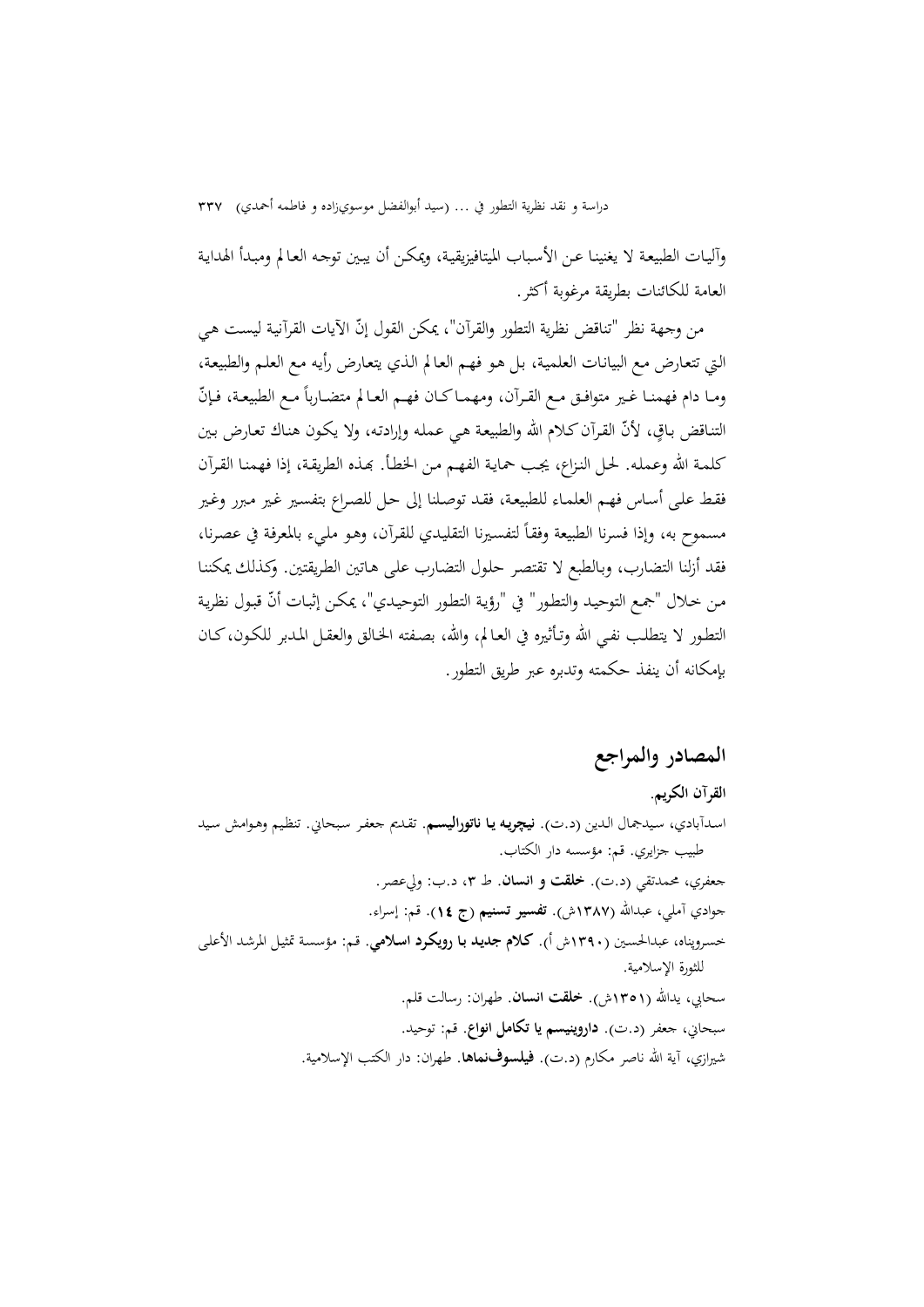وآليات الطبيعة لا يغنينا عن الأسباب الميتافيزيقية، ويمكن أن يبين توجه العالم ومبدأ الهداية العامة للكائنات بطريقة مرغوبة أكثر.

من وجهة نظر "تناقض نظرية التطور والقرآن"، يمكن القول إنّ الآيات القرآنية ليست هي التي تتعارض مع البيانات العلمية، بل هو فهم العالم الذي يتعارض رأيه مع العلم والطبيعة، وما دام فهمنا غير متوافق مع القرآن، ومهما كان فهم العالم متضارباً مع الطبيعة، فإنّ التناقض باقٍ، لأنّ القرآن كلام الله والطبيعة هي عمله وإرادته، ولا يكون هناك تعارض بين كلمة الله وعمله. لحل النزاع، يجب حماية الفهم من الخطأ. بهذه الطريقة، إذا فهمنا القرآن فقط على أساس فهم العلماء للطبيعة، فقد توصلنا إلى حل للصراع بتفسير غير مبرر وغير مسموح به، وإذا فسرنا الطبيعة وفقاً لتفسيرنا التقليدي للقرآن، وهو مليء بالمعرفة في عصرنا، فقد أزلنا التضارب، وبالطبع لا تقتصر حلول التضارب على هاتين الطريقتين. وكذلك يمكننا من خلال "جمع التوحيد والتطور" في "رؤية التطور التوحيدي"، يمكن إثبات أنّ قبول نظرية التطور لا يتطلب نفي الله وتأثيره في العالم، والله، بصفته الخالق والعقل المدبر للكون، كان بإمكانه أن ينفذ حكمته وتدبره عبر طريق التطور.

## المصادر والمراجع

**القرآن الكريم.**

اسدآبادي، سيدجمال الدين (د.ت). **نيچريه يا ناتوراليسم**. تقديم جعفر سبحاني. تنظيم وهوامش سيد طبيب جزايري. قم: مؤسسه دار الكتاب.

جعفري، محمدتقي (د.ت). **خلقت و انسان**. ط ٣، د.ب: وليعصر.

جوادي آملي، عبدالله (١٣٨٧ش). **تفسير تسنيم (ج ١٤)**. قم: إسراء.

خسروپناه، عبدالحسين (١٣٩٠ش أ). **كلام جديد با رويكرد اسلامي**. قم: مؤسسة تمثيل المرشد الأعلى للثورة الإسلامية.

سحابي، يدالله (١٣٥١ش). **خلقت انسان**. طهران: رسالت قلم.

سبحاني، جعفر (د.ت). **داروينيسم يا تكامل انواع**. قم: توحيد.

شيرازي، آية الله ناصر مكارم (د.ت). **فيلسوف‌نماها**. طهران: دار الكتب الإسلامية.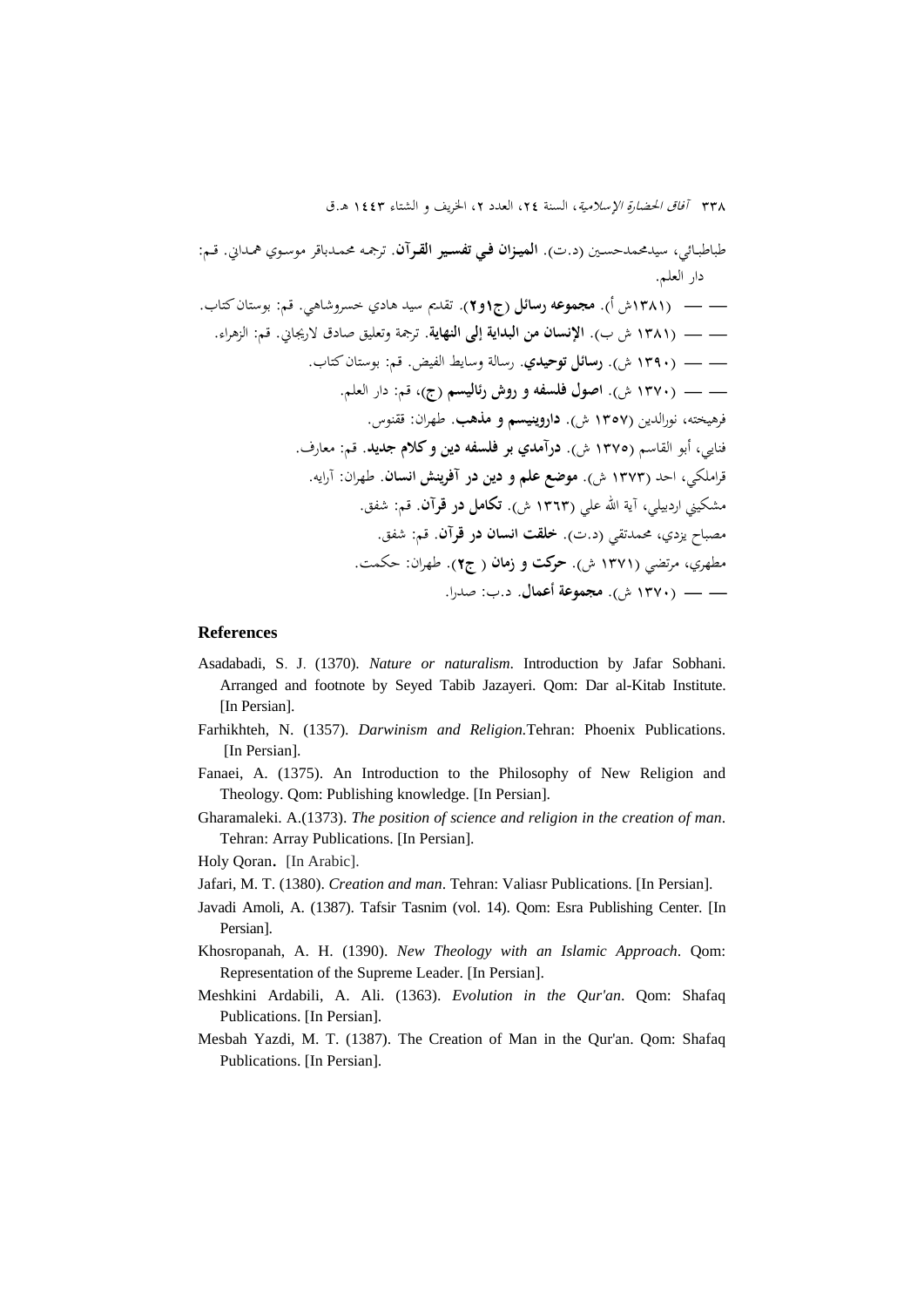طباطبائي، سيدمحمدحسين (د.ت). **الميزان في تفسير القرآن**. ترجمه محمدباقر موسوي همداني. قم: دار العلم.

ـــــ ـــــ (١٣٨١ش أ). **مجموعه رسائل (ج١و٢)**. تقديم سيد هادي خسروشاهي. قم: بوستان كتاب.

ـــــ ـــــ (١٣٨١ ش ب). **الإنسان من البداية إلى النهاية**. ترجمة وتعليق صادق لاريجاني. قم: الزهراء.

ـــــ ـــــ (١٣٩٠ ش). **رسائل توحيدي**. رسالة وسايط الفيض. قم: بوستان كتاب.

ـــــ ـــــ (١٣٧٠ ش). **اصول فلسفه و روش رئاليسم (ج)**، قم: دار العلم.

فرهيخته، نورالدين (١٣٥٧ ش). **داروينيسم و مذهب**. طهران: ققنوس.

فنايي، أبو القاسم (١٣٧٥ ش). **درآمدي بر فلسفه دين و كلام جديد**. قم: معارف.

قراملكي، احد (١٣٧٣ ش). **موضع علم و دين در آفرينش انسان**. طهران: آرايه.

مشكيني اردبيلي، آية الله علي (١٣٦٣ ش). **تكامل در قرآن**. قم: شفق.

مصباح يزدي، محمدتقي (د.ت). **خلقت انسان در قرآن**. قم: شفق.

مطهري، مرتضي (١٣٧١ ش). **حركت و زمان ( ج٢)**. طهران: حكمت.

ـــــ ـــــ (١٣٧٠ ش). **مجموعة أعمال**. د.ب: صدرا.

## References

Asadabadi, S. J. (1370). *Nature or naturalism*. Introduction by Jafar Sobhani. Arranged and footnote by Seyed Tabib Jazayeri. Qom: Dar al-Kitab Institute. [In Persian].

Farhikhteh, N. (1357). *Darwinism and Religion.*Tehran: Phoenix Publications. [In Persian].

Fanaei, A. (1375). An Introduction to the Philosophy of New Religion and Theology. Qom: Publishing knowledge. [In Persian].

Gharamaleki. A.(1373). *The position of science and religion in the creation of man*. Tehran: Array Publications. [In Persian].

**Holy Qoran.** [In Arabic].

Jafari, M. T. (1380). *Creation and man*. Tehran: Valiasr Publications. [In Persian].

Javadi Amoli, A. (1387). Tafsir Tasnim (vol. 14). Qom: Esra Publishing Center. [In Persian].

Khosropanah, A. H. (1390). *New Theology with an Islamic Approach*. Qom: Representation of the Supreme Leader. [In Persian].

Meshkini Ardabili, A. Ali. (1363). *Evolution in the Qur'an*. Qom: Shafaq Publications. [In Persian].

Mesbah Yazdi, M. T. (1387). The Creation of Man in the Qur'an. Qom: Shafaq Publications. [In Persian].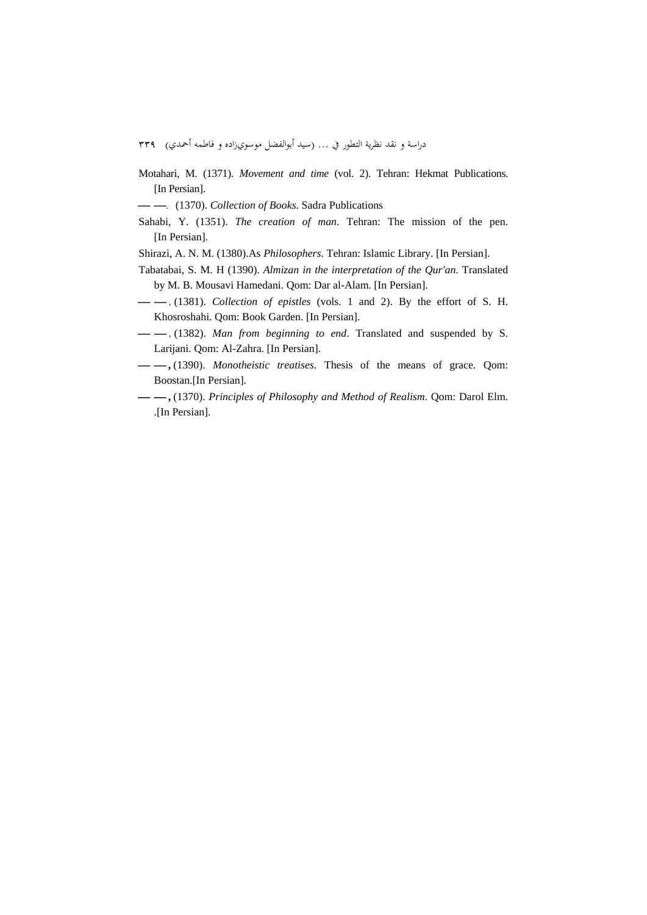Motahari, M. (1371). *Movement and time* (vol. 2). Tehran: Hekmat Publications. [In Persian].

— —. (1370). *Collection of Books*. Sadra Publications

Sahabi, Y. (1351). *The creation of man*. Tehran: The mission of the pen. [In Persian].

Shirazi, A. N. M. (1380).As *Philosophers*. Tehran: Islamic Library. [In Persian].

Tabatabai, S. M. H (1390). *Almizan in the interpretation of the Qur'an*. Translated by M. B. Mousavi Hamedani. Qom: Dar al-Alam. [In Persian].

— —, (1381). *Collection of epistles* (vols. 1 and 2). By the effort of S. H. Khosroshahi. Qom: Book Garden. [In Persian].

— —, (1382). *Man from beginning to end*. Translated and suspended by S. Larijani. Qom: Al-Zahra. [In Persian].

— —, (1390). *Monotheistic treatises*. Thesis of the means of grace. Qom: Boostan.[In Persian].

— —, (1370). *Principles of Philosophy and Method of Realism*. Qom: Darol Elm. .[In Persian].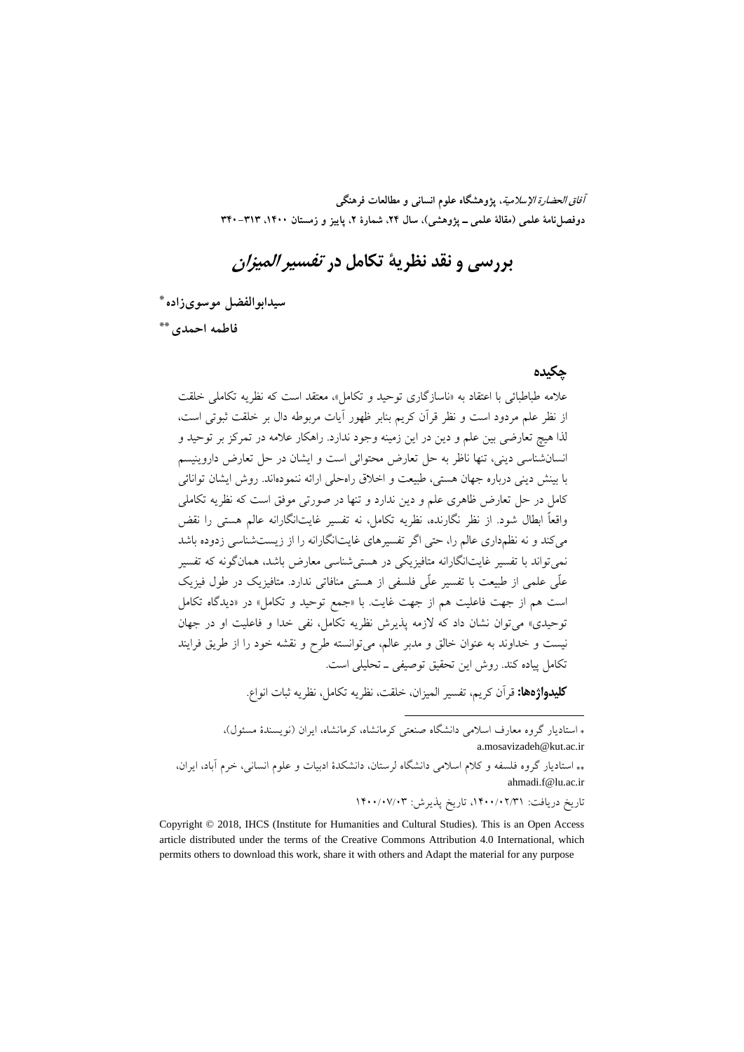*آفاق الحضارة الإسلامية*، پژوهشگاه علوم انسانی و مطالعات فرهنگی
دوفصل‌نامهٔ علمی (مقالهٔ علمی ــ پژوهشی)، سال ۲۴، شمارهٔ ۲، پاییز و زمستان ۱۴۰۰، ۳۱۳-۳۴۰

# بررسی و نقد نظریهٔ تکامل در *تفسیر المیزان*

**سیدابوالفضل موسوی‌زاده***

**فاطمه احمدی****

## چکیده

علامه طباطبائی با اعتقاد به «ناسازگاری توحید و تکامل»، معتقد است که نظریه تکاملی خلقت از نظر علم مردود است و نظر قرآن کریم بنابر ظهور آیات مربوطه دال بر خلقت ثبوتی است، لذا هیچ تعارضی بین علم و دین در این زمینه وجود ندارد. راهکار علامه در تمرکز بر توحید و انسان‌شناسی دینی، تنها ناظر به حل تعارض محتوائی است و ایشان در حل تعارض داروینیسم با بینش دینی درباره جهان هستی، طبیعت و اخلاق راه‌حلی ارائه ننموده‌اند. روش ایشان توانائی کامل در حل تعارض ظاهری علم و دین ندارد و تنها در صورتی موفق است که نظریه تکاملی واقعاً ابطال شود. از نظر نگارنده، نظریه تکامل، نه تفسیر غایت‌انگارانه عالم هستی را نقض می‌کند و نه نظم‌داری عالم را، حتی اگر تفسیرهای غایت‌انگارانه را از زیست‌شناسی زدوده باشد نمی‌تواند با تفسیر غایت‌انگارانه متافیزیکی در هستی‌شناسی معارض باشد، همان‌گونه که تفسیر علّی علمی از طبیعت با تفسیر علّی فلسفی از هستی منافاتی ندارد. متافیزیک در طول فیزیک است هم از جهت فاعلیت هم از جهت غایت. با «جمع توحید و تکامل» در «دیدگاه تکامل توحیدی» می‌توان نشان داد که لازمه پذیرش نظریه تکامل، نفی خدا و فاعلیت او در جهان نیست و خداوند به عنوان خالق و مدبر عالم، می‌توانسته طرح و نقشه خود را از طریق فرایند تکامل پیاده کند. روش این تحقیق توصیفی ـ تحلیلی است.

**کلیدواژه‌ها:** قرآن کریم، تفسیر المیزان، خلقت، نظریه تکامل، نظریه ثبات انواع.

---

* استادیار گروه معارف اسلامی دانشگاه صنعتی کرمانشاه، کرمانشاه، ایران (نویسندهٔ مسئول)، a.mosavizadeh@kut.ac.ir

** استادیار گروه فلسفه و کلام اسلامی دانشگاه لرستان، دانشکدهٔ ادبیات و علوم انسانی، خرم آباد، ایران، ahmadi.f@lu.ac.ir

تاریخ دریافت: ۱۴۰۰/۰۲/۳۱، تاریخ پذیرش: ۱۴۰۰/۰۷/۰۳

Copyright © 2018, IHCS (Institute for Humanities and Cultural Studies). This is an Open Access article distributed under the terms of the Creative Commons Attribution 4.0 International, which permits others to download this work, share it with others and Adapt the material for any purpose